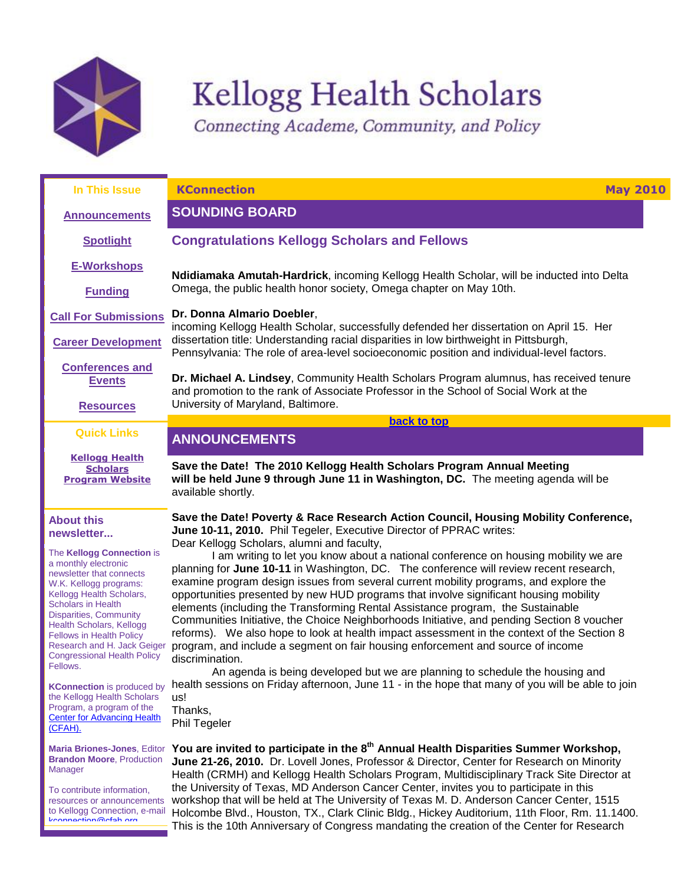# Kellogg Health Scholars

*Connecting Academe, Community, and Policy*

**In This Issue**

- Announcements
- Spotlight
- E-Workshops
- Funding
- Call For Submissions
- Career Development
- Conferences and Events
- Resources

**Quick Links**

- Kellogg Health Scholars Program Website

**About this newsletter...**

The **Kellogg Connection** is a monthly electronic newsletter that connects W.K. Kellogg programs: Kellogg Health Scholars, Scholars in Health Disparities, Community Health Scholars, Kellogg Fellows in Health Policy Research and H. Jack Geiger Congressional Health Policy Fellows.

**KConnection** is produced by the Kellogg Health Scholars Program, a program of the Center for Advancing Health (CFAH).

**Maria Briones-Jones**, Editor
**Brandon Moore**, Production Manager

To contribute information, resources or announcements to Kellogg Connection, e-mail kconnection@cfah.org

**KConnection** — **May 2010**

## SOUNDING BOARD

### Congratulations Kellogg Scholars and Fellows

**Ndidiamaka Amutah-Hardrick**, incoming Kellogg Health Scholar, will be inducted into Delta Omega, the public health honor society, Omega chapter on May 10th.

**Dr. Donna Almario Doebler**, incoming Kellogg Health Scholar, successfully defended her dissertation on April 15. Her dissertation title: Understanding racial disparities in low birthweight in Pittsburgh, Pennsylvania: The role of area-level socioeconomic position and individual-level factors.

**Dr. Michael A. Lindsey**, Community Health Scholars Program alumnus, has received tenure and promotion to the rank of Associate Professor in the School of Social Work at the University of Maryland, Baltimore.

back to top

## ANNOUNCEMENTS

**Save the Date! The 2010 Kellogg Health Scholars Program Annual Meeting will be held June 9 through June 11 in Washington, DC.** The meeting agenda will be available shortly.

**Save the Date! Poverty & Race Research Action Council, Housing Mobility Conference, June 10-11, 2010.** Phil Tegeler, Executive Director of PPRAC writes:
Dear Kellogg Scholars, alumni and faculty,

I am writing to let you know about a national conference on housing mobility we are planning for **June 10-11** in Washington, DC. The conference will review recent research, examine program design issues from several current mobility programs, and explore the opportunities presented by new HUD programs that involve significant housing mobility elements (including the Transforming Rental Assistance program, the Sustainable Communities Initiative, the Choice Neighborhoods Initiative, and pending Section 8 voucher reforms). We also hope to look at health impact assessment in the context of the Section 8 program, and include a segment on fair housing enforcement and source of income discrimination.

An agenda is being developed but we are planning to schedule the housing and health sessions on Friday afternoon, June 11 - in the hope that many of you will be able to join us!

Thanks,
Phil Tegeler

**You are invited to participate in the 8th Annual Health Disparities Summer Workshop, June 21-26, 2010.** Dr. Lovell Jones, Professor & Director, Center for Research on Minority Health (CRMH) and Kellogg Health Scholars Program, Multidisciplinary Track Site Director at the University of Texas, MD Anderson Cancer Center, invites you to participate in this workshop that will be held at The University of Texas M. D. Anderson Cancer Center, 1515 Holcombe Blvd., Houston, TX., Clark Clinic Bldg., Hickey Auditorium, 11th Floor, Rm. 11.1400. This is the 10th Anniversary of Congress mandating the creation of the Center for Research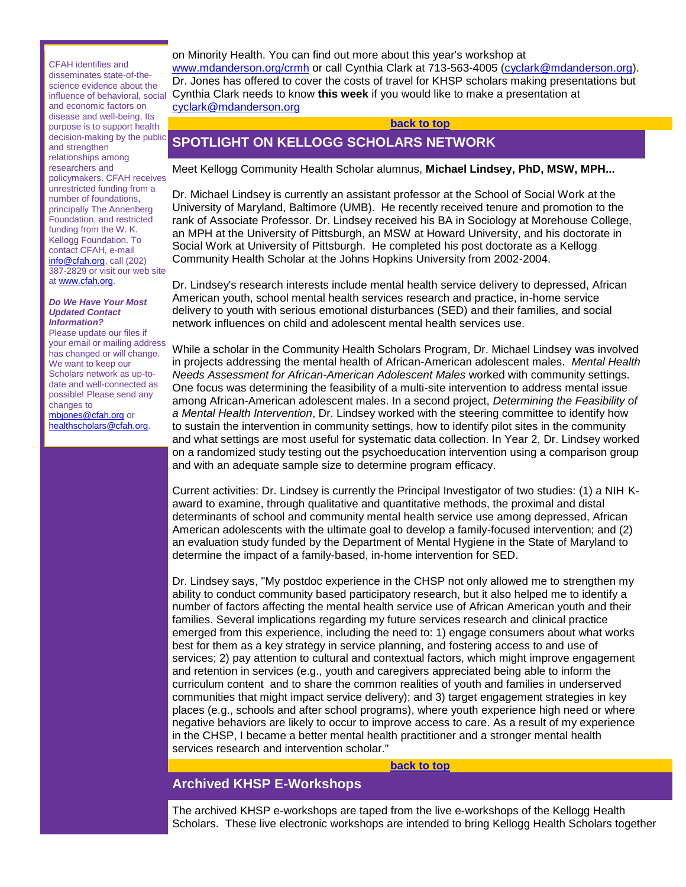CFAH identifies and disseminates state-of-the-science evidence about the influence of behavioral, social and economic factors on disease and well-being. Its purpose is to support health decision-making by the public and strengthen relationships among researchers and policymakers. CFAH receives unrestricted funding from a number of foundations, principally The Annenberg Foundation, and restricted funding from the W. K. Kellogg Foundation. To contact CFAH, e-mail info@cfah.org, call (202) 387-2829 or visit our web site at www.cfah.org.

***Do We Have Your Most Updated Contact Information?***

Please update our files if your email or mailing address has changed or will change. We want to keep our Scholars network as up-to-date and well-connected as possible! Please send any changes to mbjones@cfah.org or healthscholars@cfah.org.

on Minority Health. You can find out more about this year's workshop at www.mdanderson.org/crmh or call Cynthia Clark at 713-563-4005 (cyclark@mdanderson.org). Dr. Jones has offered to cover the costs of travel for KHSP scholars making presentations but Cynthia Clark needs to know **this week** if you would like to make a presentation at cyclark@mdanderson.org

**back to top**

## SPOTLIGHT ON KELLOGG SCHOLARS NETWORK

Meet Kellogg Community Health Scholar alumnus, **Michael Lindsey, PhD, MSW, MPH...**

Dr. Michael Lindsey is currently an assistant professor at the School of Social Work at the University of Maryland, Baltimore (UMB). He recently received tenure and promotion to the rank of Associate Professor. Dr. Lindsey received his BA in Sociology at Morehouse College, an MPH at the University of Pittsburgh, an MSW at Howard University, and his doctorate in Social Work at University of Pittsburgh. He completed his post doctorate as a Kellogg Community Health Scholar at the Johns Hopkins University from 2002-2004.

Dr. Lindsey's research interests include mental health service delivery to depressed, African American youth, school mental health services research and practice, in-home service delivery to youth with serious emotional disturbances (SED) and their families, and social network influences on child and adolescent mental health services use.

While a scholar in the Community Health Scholars Program, Dr. Michael Lindsey was involved in projects addressing the mental health of African-American adolescent males. *Mental Health Needs Assessment for African-American Adolescent Males* worked with community settings. One focus was determining the feasibility of a multi-site intervention to address mental issue among African-American adolescent males. In a second project, *Determining the Feasibility of a Mental Health Intervention*, Dr. Lindsey worked with the steering committee to identify how to sustain the intervention in community settings, how to identify pilot sites in the community and what settings are most useful for systematic data collection. In Year 2, Dr. Lindsey worked on a randomized study testing out the psychoeducation intervention using a comparison group and with an adequate sample size to determine program efficacy.

Current activities: Dr. Lindsey is currently the Principal Investigator of two studies: (1) a NIH K-award to examine, through qualitative and quantitative methods, the proximal and distal determinants of school and community mental health service use among depressed, African American adolescents with the ultimate goal to develop a family-focused intervention; and (2) an evaluation study funded by the Department of Mental Hygiene in the State of Maryland to determine the impact of a family-based, in-home intervention for SED.

Dr. Lindsey says, "My postdoc experience in the CHSP not only allowed me to strengthen my ability to conduct community based participatory research, but it also helped me to identify a number of factors affecting the mental health service use of African American youth and their families. Several implications regarding my future services research and clinical practice emerged from this experience, including the need to: 1) engage consumers about what works best for them as a key strategy in service planning, and fostering access to and use of services; 2) pay attention to cultural and contextual factors, which might improve engagement and retention in services (e.g., youth and caregivers appreciated being able to inform the curriculum content and to share the common realities of youth and families in underserved communities that might impact service delivery); and 3) target engagement strategies in key places (e.g., schools and after school programs), where youth experience high need or where negative behaviors are likely to occur to improve access to care. As a result of my experience in the CHSP, I became a better mental health practitioner and a stronger mental health services research and intervention scholar."

**back to top**

## Archived KHSP E-Workshops

The archived KHSP e-workshops are taped from the live e-workshops of the Kellogg Health Scholars. These live electronic workshops are intended to bring Kellogg Health Scholars together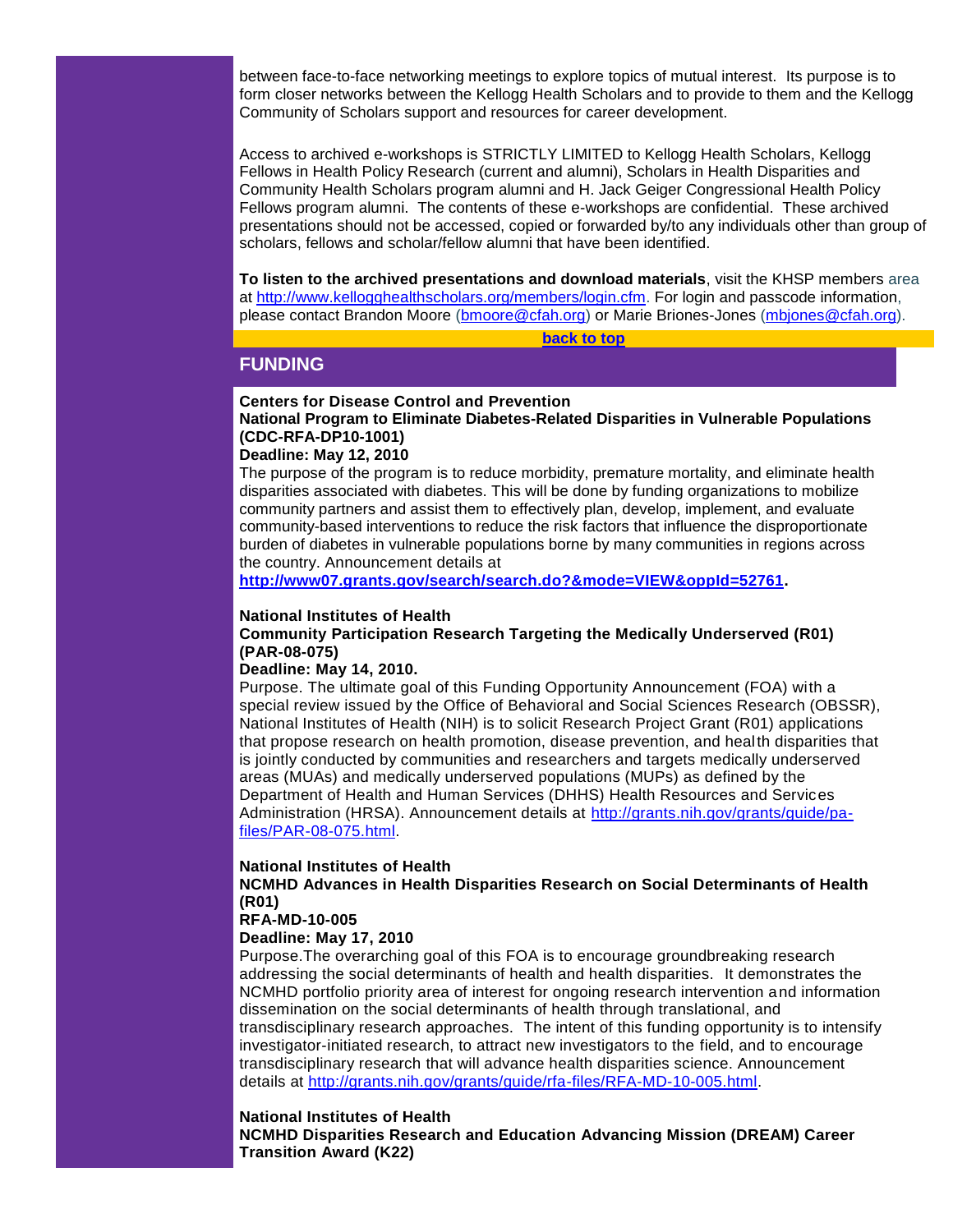between face-to-face networking meetings to explore topics of mutual interest. Its purpose is to form closer networks between the Kellogg Health Scholars and to provide to them and the Kellogg Community of Scholars support and resources for career development.

Access to archived e-workshops is STRICTLY LIMITED to Kellogg Health Scholars, Kellogg Fellows in Health Policy Research (current and alumni), Scholars in Health Disparities and Community Health Scholars program alumni and H. Jack Geiger Congressional Health Policy Fellows program alumni. The contents of these e-workshops are confidential. These archived presentations should not be accessed, copied or forwarded by/to any individuals other than group of scholars, fellows and scholar/fellow alumni that have been identified.

**To listen to the archived presentations and download materials**, visit the KHSP members area at http://www.kellogghealthscholars.org/members/login.cfm. For login and passcode information, please contact Brandon Moore (bmoore@cfah.org) or Marie Briones-Jones (mbjones@cfah.org).

**back to top**

## FUNDING

**Centers for Disease Control and Prevention**
**National Program to Eliminate Diabetes-Related Disparities in Vulnerable Populations (CDC-RFA-DP10-1001)**
**Deadline: May 12, 2010**
The purpose of the program is to reduce morbidity, premature mortality, and eliminate health disparities associated with diabetes. This will be done by funding organizations to mobilize community partners and assist them to effectively plan, develop, implement, and evaluate community-based interventions to reduce the risk factors that influence the disproportionate burden of diabetes in vulnerable populations borne by many communities in regions across the country. Announcement details at **http://www07.grants.gov/search/search.do?&mode=VIEW&oppId=52761.**

**National Institutes of Health**
**Community Participation Research Targeting the Medically Underserved (R01) (PAR-08-075)**
**Deadline: May 14, 2010.**
Purpose. The ultimate goal of this Funding Opportunity Announcement (FOA) with a special review issued by the Office of Behavioral and Social Sciences Research (OBSSR), National Institutes of Health (NIH) is to solicit Research Project Grant (R01) applications that propose research on health promotion, disease prevention, and health disparities that is jointly conducted by communities and researchers and targets medically underserved areas (MUAs) and medically underserved populations (MUPs) as defined by the Department of Health and Human Services (DHHS) Health Resources and Services Administration (HRSA). Announcement details at http://grants.nih.gov/grants/guide/pa-files/PAR-08-075.html.

**National Institutes of Health**
**NCMHD Advances in Health Disparities Research on Social Determinants of Health (R01)**
**RFA-MD-10-005**
**Deadline: May 17, 2010**
Purpose.The overarching goal of this FOA is to encourage groundbreaking research addressing the social determinants of health and health disparities. It demonstrates the NCMHD portfolio priority area of interest for ongoing research intervention and information dissemination on the social determinants of health through translational, and transdisciplinary research approaches. The intent of this funding opportunity is to intensify investigator-initiated research, to attract new investigators to the field, and to encourage transdisciplinary research that will advance health disparities science. Announcement details at http://grants.nih.gov/grants/guide/rfa-files/RFA-MD-10-005.html.

**National Institutes of Health**
**NCMHD Disparities Research and Education Advancing Mission (DREAM) Career Transition Award (K22)**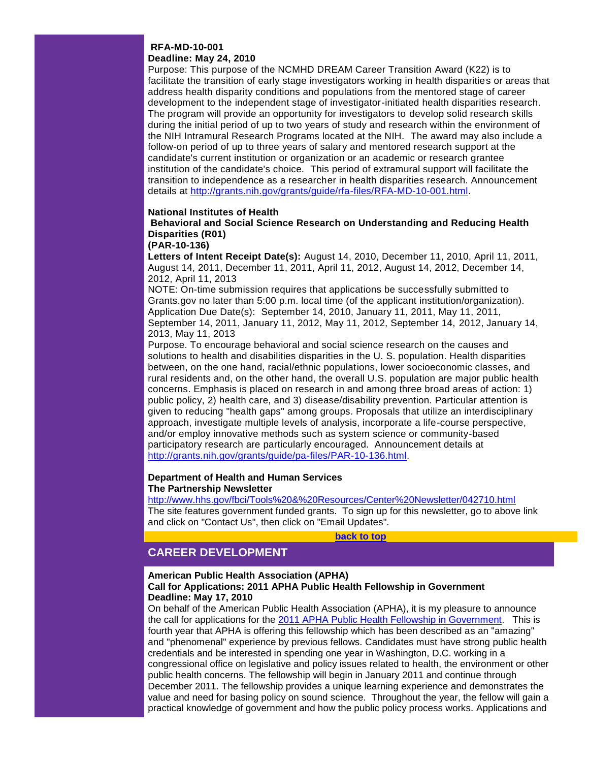**RFA-MD-10-001**
**Deadline: May 24, 2010**
Purpose: This purpose of the NCMHD DREAM Career Transition Award (K22) is to facilitate the transition of early stage investigators working in health disparities or areas that address health disparity conditions and populations from the mentored stage of career development to the independent stage of investigator-initiated health disparities research. The program will provide an opportunity for investigators to develop solid research skills during the initial period of up to two years of study and research within the environment of the NIH Intramural Research Programs located at the NIH. The award may also include a follow-on period of up to three years of salary and mentored research support at the candidate's current institution or organization or an academic or research grantee institution of the candidate's choice. This period of extramural support will facilitate the transition to independence as a researcher in health disparities research. Announcement details at [http://grants.nih.gov/grants/guide/rfa-files/RFA-MD-10-001.html](http://grants.nih.gov/grants/guide/rfa-files/RFA-MD-10-001.html).

**National Institutes of Health**
**Behavioral and Social Science Research on Understanding and Reducing Health Disparities (R01)**
**(PAR-10-136)**
**Letters of Intent Receipt Date(s):** August 14, 2010, December 11, 2010, April 11, 2011, August 14, 2011, December 11, 2011, April 11, 2012, August 14, 2012, December 14, 2012, April 11, 2013
NOTE: On-time submission requires that applications be successfully submitted to Grants.gov no later than 5:00 p.m. local time (of the applicant institution/organization).
Application Due Date(s): September 14, 2010, January 11, 2011, May 11, 2011, September 14, 2011, January 11, 2012, May 11, 2012, September 14, 2012, January 14, 2013, May 11, 2013
Purpose. To encourage behavioral and social science research on the causes and solutions to health and disabilities disparities in the U. S. population. Health disparities between, on the one hand, racial/ethnic populations, lower socioeconomic classes, and rural residents and, on the other hand, the overall U.S. population are major public health concerns. Emphasis is placed on research in and among three broad areas of action: 1) public policy, 2) health care, and 3) disease/disability prevention. Particular attention is given to reducing "health gaps" among groups. Proposals that utilize an interdisciplinary approach, investigate multiple levels of analysis, incorporate a life-course perspective, and/or employ innovative methods such as system science or community-based participatory research are particularly encouraged. Announcement details at [http://grants.nih.gov/grants/guide/pa-files/PAR-10-136.html](http://grants.nih.gov/grants/guide/pa-files/PAR-10-136.html).

**Department of Health and Human Services**
**The Partnership Newsletter**
[http://www.hhs.gov/fbci/Tools%20&%20Resources/Center%20Newsletter/042710.html](http://www.hhs.gov/fbci/Tools%20&%20Resources/Center%20Newsletter/042710.html)
The site features government funded grants. To sign up for this newsletter, go to above link and click on "Contact Us", then click on "Email Updates".

**back to top**

## CAREER DEVELOPMENT

**American Public Health Association (APHA)**
**Call for Applications: 2011 APHA Public Health Fellowship in Government**
**Deadline: May 17, 2010**
On behalf of the American Public Health Association (APHA), it is my pleasure to announce the call for applications for the 2011 APHA Public Health Fellowship in Government. This is fourth year that APHA is offering this fellowship which has been described as an "amazing" and "phenomenal" experience by previous fellows. Candidates must have strong public health credentials and be interested in spending one year in Washington, D.C. working in a congressional office on legislative and policy issues related to health, the environment or other public health concerns. The fellowship will begin in January 2011 and continue through December 2011. The fellowship provides a unique learning experience and demonstrates the value and need for basing policy on sound science. Throughout the year, the fellow will gain a practical knowledge of government and how the public policy process works. Applications and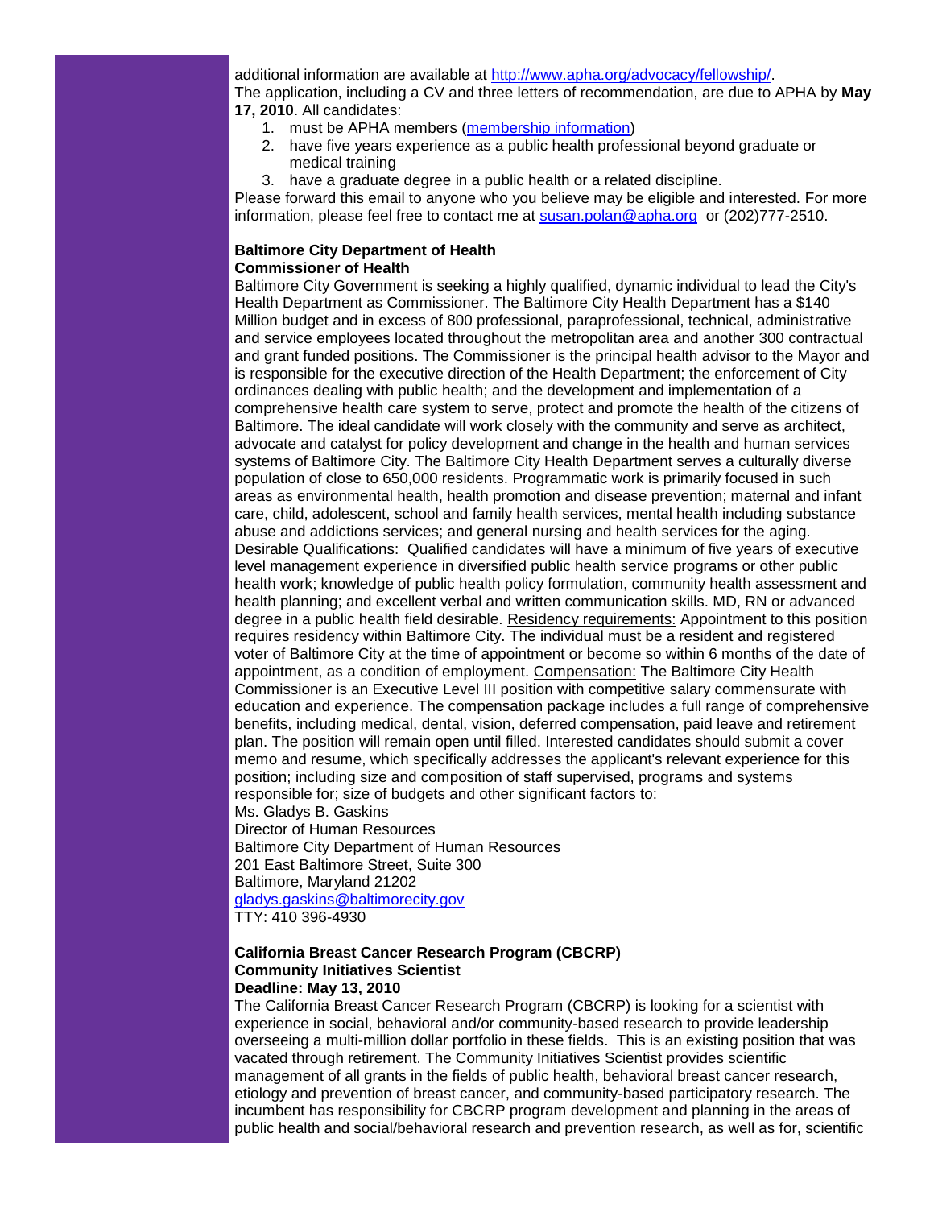additional information are available at [http://www.apha.org/advocacy/fellowship/](http://www.apha.org/advocacy/fellowship/).
The application, including a CV and three letters of recommendation, are due to APHA by **May 17, 2010**. All candidates:

1. must be APHA members (membership information)
2. have five years experience as a public health professional beyond graduate or medical training
3. have a graduate degree in a public health or a related discipline.

Please forward this email to anyone who you believe may be eligible and interested. For more information, please feel free to contact me at susan.polan@apha.org or (202)777-2510.

**Baltimore City Department of Health**
**Commissioner of Health**

Baltimore City Government is seeking a highly qualified, dynamic individual to lead the City's Health Department as Commissioner. The Baltimore City Health Department has a $140 Million budget and in excess of 800 professional, paraprofessional, technical, administrative and service employees located throughout the metropolitan area and another 300 contractual and grant funded positions. The Commissioner is the principal health advisor to the Mayor and is responsible for the executive direction of the Health Department; the enforcement of City ordinances dealing with public health; and the development and implementation of a comprehensive health care system to serve, protect and promote the health of the citizens of Baltimore. The ideal candidate will work closely with the community and serve as architect, advocate and catalyst for policy development and change in the health and human services systems of Baltimore City. The Baltimore City Health Department serves a culturally diverse population of close to 650,000 residents. Programmatic work is primarily focused in such areas as environmental health, health promotion and disease prevention; maternal and infant care, child, adolescent, school and family health services, mental health including substance abuse and addictions services; and general nursing and health services for the aging. Desirable Qualifications: Qualified candidates will have a minimum of five years of executive level management experience in diversified public health service programs or other public health work; knowledge of public health policy formulation, community health assessment and health planning; and excellent verbal and written communication skills. MD, RN or advanced degree in a public health field desirable. Residency requirements: Appointment to this position requires residency within Baltimore City. The individual must be a resident and registered voter of Baltimore City at the time of appointment or become so within 6 months of the date of appointment, as a condition of employment. Compensation: The Baltimore City Health Commissioner is an Executive Level III position with competitive salary commensurate with education and experience. The compensation package includes a full range of comprehensive benefits, including medical, dental, vision, deferred compensation, paid leave and retirement plan. The position will remain open until filled. Interested candidates should submit a cover memo and resume, which specifically addresses the applicant's relevant experience for this position; including size and composition of staff supervised, programs and systems responsible for; size of budgets and other significant factors to:
Ms. Gladys B. Gaskins
Director of Human Resources
Baltimore City Department of Human Resources
201 East Baltimore Street, Suite 300
Baltimore, Maryland 21202
gladys.gaskins@baltimorecity.gov
TTY: 410 396-4930

**California Breast Cancer Research Program (CBCRP)**
**Community Initiatives Scientist**
**Deadline: May 13, 2010**

The California Breast Cancer Research Program (CBCRP) is looking for a scientist with experience in social, behavioral and/or community-based research to provide leadership overseeing a multi-million dollar portfolio in these fields. This is an existing position that was vacated through retirement. The Community Initiatives Scientist provides scientific management of all grants in the fields of public health, behavioral breast cancer research, etiology and prevention of breast cancer, and community-based participatory research. The incumbent has responsibility for CBCRP program development and planning in the areas of public health and social/behavioral research and prevention research, as well as for, scientific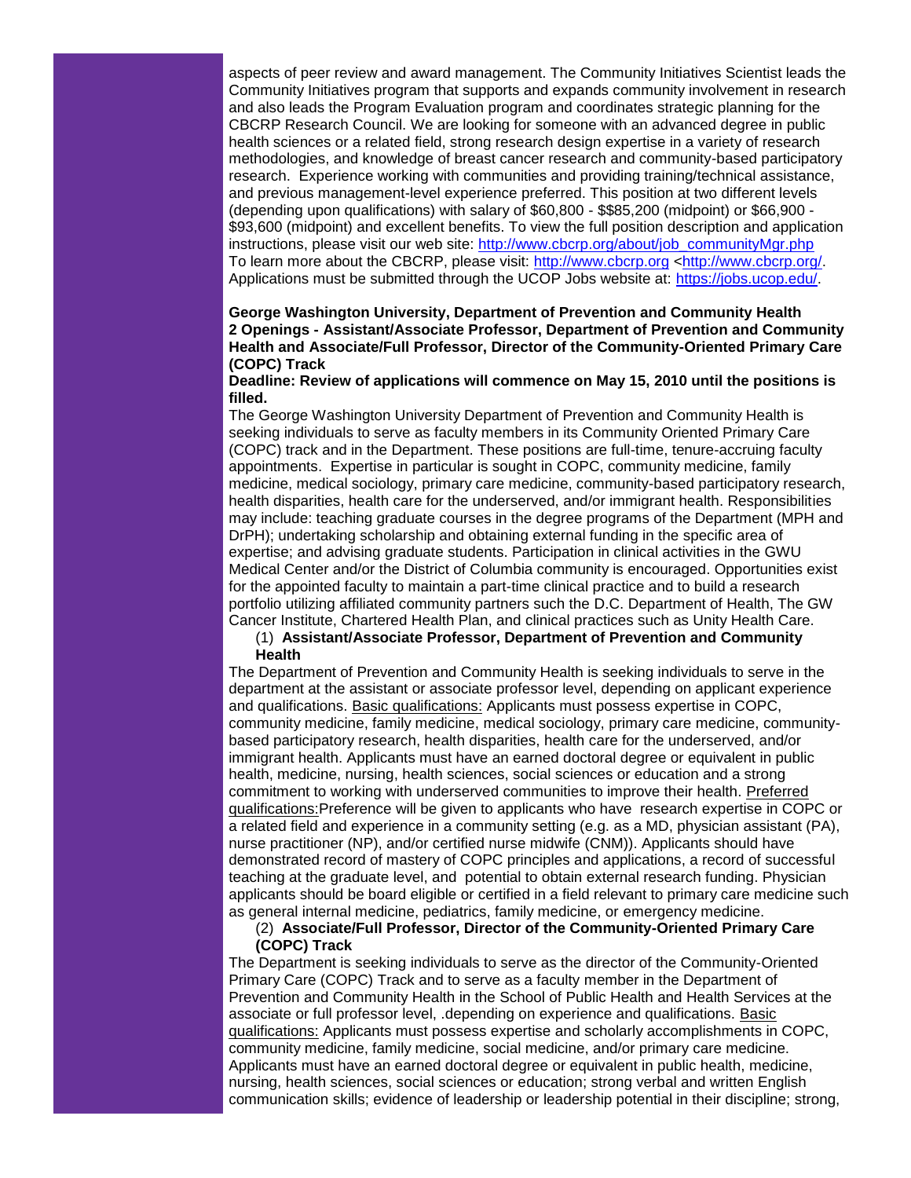aspects of peer review and award management. The Community Initiatives Scientist leads the Community Initiatives program that supports and expands community involvement in research and also leads the Program Evaluation program and coordinates strategic planning for the CBCRP Research Council. We are looking for someone with an advanced degree in public health sciences or a related field, strong research design expertise in a variety of research methodologies, and knowledge of breast cancer research and community-based participatory research. Experience working with communities and providing training/technical assistance, and previous management-level experience preferred. This position at two different levels (depending upon qualifications) with salary of $60,800 - $$85,200 (midpoint) or $66,900 - $93,600 (midpoint) and excellent benefits. To view the full position description and application instructions, please visit our web site: [http://www.cbcrp.org/about/job_communityMgr.php](http://www.cbcrp.org/about/job_communityMgr.php) To learn more about the CBCRP, please visit: [http://www.cbcrp.org](http://www.cbcrp.org) <[http://www.cbcrp.org/](http://www.cbcrp.org/). Applications must be submitted through the UCOP Jobs website at: [https://jobs.ucop.edu/](https://jobs.ucop.edu/).

**George Washington University, Department of Prevention and Community Health**
**2 Openings - Assistant/Associate Professor, Department of Prevention and Community Health and Associate/Full Professor, Director of the Community-Oriented Primary Care (COPC) Track**
**Deadline: Review of applications will commence on May 15, 2010 until the positions is filled.**

The George Washington University Department of Prevention and Community Health is seeking individuals to serve as faculty members in its Community Oriented Primary Care (COPC) track and in the Department. These positions are full-time, tenure-accruing faculty appointments. Expertise in particular is sought in COPC, community medicine, family medicine, medical sociology, primary care medicine, community-based participatory research, health disparities, health care for the underserved, and/or immigrant health. Responsibilities may include: teaching graduate courses in the degree programs of the Department (MPH and DrPH); undertaking scholarship and obtaining external funding in the specific area of expertise; and advising graduate students. Participation in clinical activities in the GWU Medical Center and/or the District of Columbia community is encouraged. Opportunities exist for the appointed faculty to maintain a part-time clinical practice and to build a research portfolio utilizing affiliated community partners such the D.C. Department of Health, The GW Cancer Institute, Chartered Health Plan, and clinical practices such as Unity Health Care.

(1) **Assistant/Associate Professor, Department of Prevention and Community Health**

The Department of Prevention and Community Health is seeking individuals to serve in the department at the assistant or associate professor level, depending on applicant experience and qualifications. Basic qualifications: Applicants must possess expertise in COPC, community medicine, family medicine, medical sociology, primary care medicine, community-based participatory research, health disparities, health care for the underserved, and/or immigrant health. Applicants must have an earned doctoral degree or equivalent in public health, medicine, nursing, health sciences, social sciences or education and a strong commitment to working with underserved communities to improve their health. Preferred qualifications:Preference will be given to applicants who have research expertise in COPC or a related field and experience in a community setting (e.g. as a MD, physician assistant (PA), nurse practitioner (NP), and/or certified nurse midwife (CNM)). Applicants should have demonstrated record of mastery of COPC principles and applications, a record of successful teaching at the graduate level, and potential to obtain external research funding. Physician applicants should be board eligible or certified in a field relevant to primary care medicine such as general internal medicine, pediatrics, family medicine, or emergency medicine.

(2) **Associate/Full Professor, Director of the Community-Oriented Primary Care (COPC) Track**

The Department is seeking individuals to serve as the director of the Community-Oriented Primary Care (COPC) Track and to serve as a faculty member in the Department of Prevention and Community Health in the School of Public Health and Health Services at the associate or full professor level, .depending on experience and qualifications. Basic qualifications: Applicants must possess expertise and scholarly accomplishments in COPC, community medicine, family medicine, social medicine, and/or primary care medicine. Applicants must have an earned doctoral degree or equivalent in public health, medicine, nursing, health sciences, social sciences or education; strong verbal and written English communication skills; evidence of leadership or leadership potential in their discipline; strong,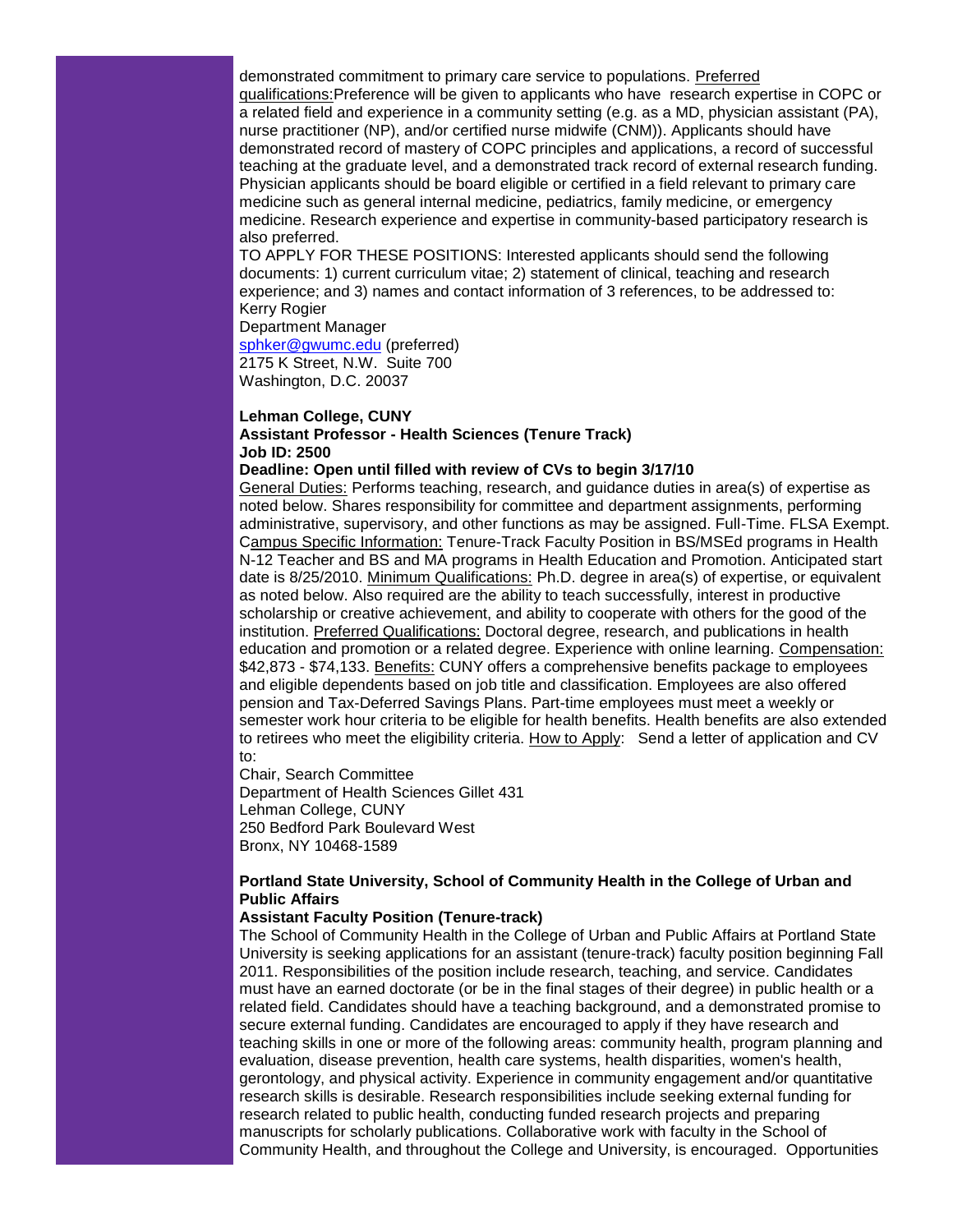demonstrated commitment to primary care service to populations. Preferred qualifications:Preference will be given to applicants who have research expertise in COPC or a related field and experience in a community setting (e.g. as a MD, physician assistant (PA), nurse practitioner (NP), and/or certified nurse midwife (CNM)). Applicants should have demonstrated record of mastery of COPC principles and applications, a record of successful teaching at the graduate level, and a demonstrated track record of external research funding. Physician applicants should be board eligible or certified in a field relevant to primary care medicine such as general internal medicine, pediatrics, family medicine, or emergency medicine. Research experience and expertise in community-based participatory research is also preferred.

TO APPLY FOR THESE POSITIONS: Interested applicants should send the following documents: 1) current curriculum vitae; 2) statement of clinical, teaching and research experience; and 3) names and contact information of 3 references, to be addressed to:

Kerry Rogier
Department Manager
sphker@gwumc.edu (preferred)
2175 K Street, N.W. Suite 700
Washington, D.C. 20037

**Lehman College, CUNY**
**Assistant Professor - Health Sciences (Tenure Track)**
**Job ID: 2500**
**Deadline: Open until filled with review of CVs to begin 3/17/10**

General Duties: Performs teaching, research, and guidance duties in area(s) of expertise as noted below. Shares responsibility for committee and department assignments, performing administrative, supervisory, and other functions as may be assigned. Full-Time. FLSA Exempt. Campus Specific Information: Tenure-Track Faculty Position in BS/MSEd programs in Health N-12 Teacher and BS and MA programs in Health Education and Promotion. Anticipated start date is 8/25/2010. Minimum Qualifications: Ph.D. degree in area(s) of expertise, or equivalent as noted below. Also required are the ability to teach successfully, interest in productive scholarship or creative achievement, and ability to cooperate with others for the good of the institution. Preferred Qualifications: Doctoral degree, research, and publications in health education and promotion or a related degree. Experience with online learning. Compensation: $42,873 - $74,133. Benefits: CUNY offers a comprehensive benefits package to employees and eligible dependents based on job title and classification. Employees are also offered pension and Tax-Deferred Savings Plans. Part-time employees must meet a weekly or semester work hour criteria to be eligible for health benefits. Health benefits are also extended to retirees who meet the eligibility criteria. How to Apply: Send a letter of application and CV to:

Chair, Search Committee
Department of Health Sciences Gillet 431
Lehman College, CUNY
250 Bedford Park Boulevard West
Bronx, NY 10468-1589

**Portland State University, School of Community Health in the College of Urban and Public Affairs**
**Assistant Faculty Position (Tenure-track)**

The School of Community Health in the College of Urban and Public Affairs at Portland State University is seeking applications for an assistant (tenure-track) faculty position beginning Fall 2011. Responsibilities of the position include research, teaching, and service. Candidates must have an earned doctorate (or be in the final stages of their degree) in public health or a related field. Candidates should have a teaching background, and a demonstrated promise to secure external funding. Candidates are encouraged to apply if they have research and teaching skills in one or more of the following areas: community health, program planning and evaluation, disease prevention, health care systems, health disparities, women's health, gerontology, and physical activity. Experience in community engagement and/or quantitative research skills is desirable. Research responsibilities include seeking external funding for research related to public health, conducting funded research projects and preparing manuscripts for scholarly publications. Collaborative work with faculty in the School of Community Health, and throughout the College and University, is encouraged. Opportunities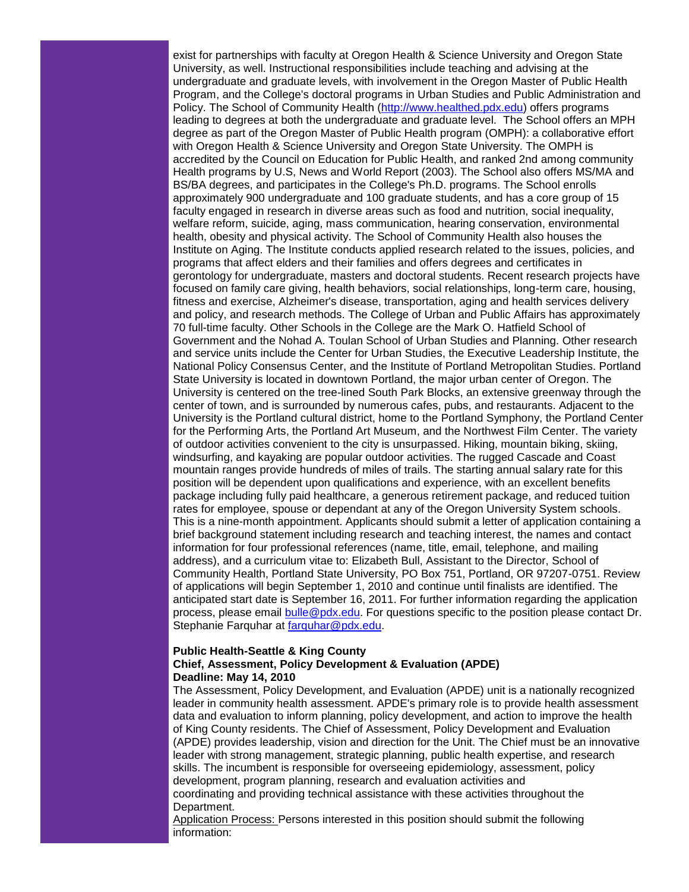exist for partnerships with faculty at Oregon Health & Science University and Oregon State University, as well. Instructional responsibilities include teaching and advising at the undergraduate and graduate levels, with involvement in the Oregon Master of Public Health Program, and the College's doctoral programs in Urban Studies and Public Administration and Policy. The School of Community Health (http://www.healthed.pdx.edu) offers programs leading to degrees at both the undergraduate and graduate level. The School offers an MPH degree as part of the Oregon Master of Public Health program (OMPH): a collaborative effort with Oregon Health & Science University and Oregon State University. The OMPH is accredited by the Council on Education for Public Health, and ranked 2nd among community Health programs by U.S, News and World Report (2003). The School also offers MS/MA and BS/BA degrees, and participates in the College's Ph.D. programs. The School enrolls approximately 900 undergraduate and 100 graduate students, and has a core group of 15 faculty engaged in research in diverse areas such as food and nutrition, social inequality, welfare reform, suicide, aging, mass communication, hearing conservation, environmental health, obesity and physical activity. The School of Community Health also houses the Institute on Aging. The Institute conducts applied research related to the issues, policies, and programs that affect elders and their families and offers degrees and certificates in gerontology for undergraduate, masters and doctoral students. Recent research projects have focused on family care giving, health behaviors, social relationships, long-term care, housing, fitness and exercise, Alzheimer's disease, transportation, aging and health services delivery and policy, and research methods. The College of Urban and Public Affairs has approximately 70 full-time faculty. Other Schools in the College are the Mark O. Hatfield School of Government and the Nohad A. Toulan School of Urban Studies and Planning. Other research and service units include the Center for Urban Studies, the Executive Leadership Institute, the National Policy Consensus Center, and the Institute of Portland Metropolitan Studies. Portland State University is located in downtown Portland, the major urban center of Oregon. The University is centered on the tree-lined South Park Blocks, an extensive greenway through the center of town, and is surrounded by numerous cafes, pubs, and restaurants. Adjacent to the University is the Portland cultural district, home to the Portland Symphony, the Portland Center for the Performing Arts, the Portland Art Museum, and the Northwest Film Center. The variety of outdoor activities convenient to the city is unsurpassed. Hiking, mountain biking, skiing, windsurfing, and kayaking are popular outdoor activities. The rugged Cascade and Coast mountain ranges provide hundreds of miles of trails. The starting annual salary rate for this position will be dependent upon qualifications and experience, with an excellent benefits package including fully paid healthcare, a generous retirement package, and reduced tuition rates for employee, spouse or dependant at any of the Oregon University System schools. This is a nine-month appointment. Applicants should submit a letter of application containing a brief background statement including research and teaching interest, the names and contact information for four professional references (name, title, email, telephone, and mailing address), and a curriculum vitae to: Elizabeth Bull, Assistant to the Director, School of Community Health, Portland State University, PO Box 751, Portland, OR 97207-0751. Review of applications will begin September 1, 2010 and continue until finalists are identified. The anticipated start date is September 16, 2011. For further information regarding the application process, please email bulle@pdx.edu. For questions specific to the position please contact Dr. Stephanie Farquhar at farquhar@pdx.edu.

**Public Health-Seattle & King County**
**Chief, Assessment, Policy Development & Evaluation (APDE)**
**Deadline: May 14, 2010**

The Assessment, Policy Development, and Evaluation (APDE) unit is a nationally recognized leader in community health assessment. APDE's primary role is to provide health assessment data and evaluation to inform planning, policy development, and action to improve the health of King County residents. The Chief of Assessment, Policy Development and Evaluation (APDE) provides leadership, vision and direction for the Unit. The Chief must be an innovative leader with strong management, strategic planning, public health expertise, and research skills. The incumbent is responsible for overseeing epidemiology, assessment, policy development, program planning, research and evaluation activities and coordinating and providing technical assistance with these activities throughout the Department.

Application Process: Persons interested in this position should submit the following information: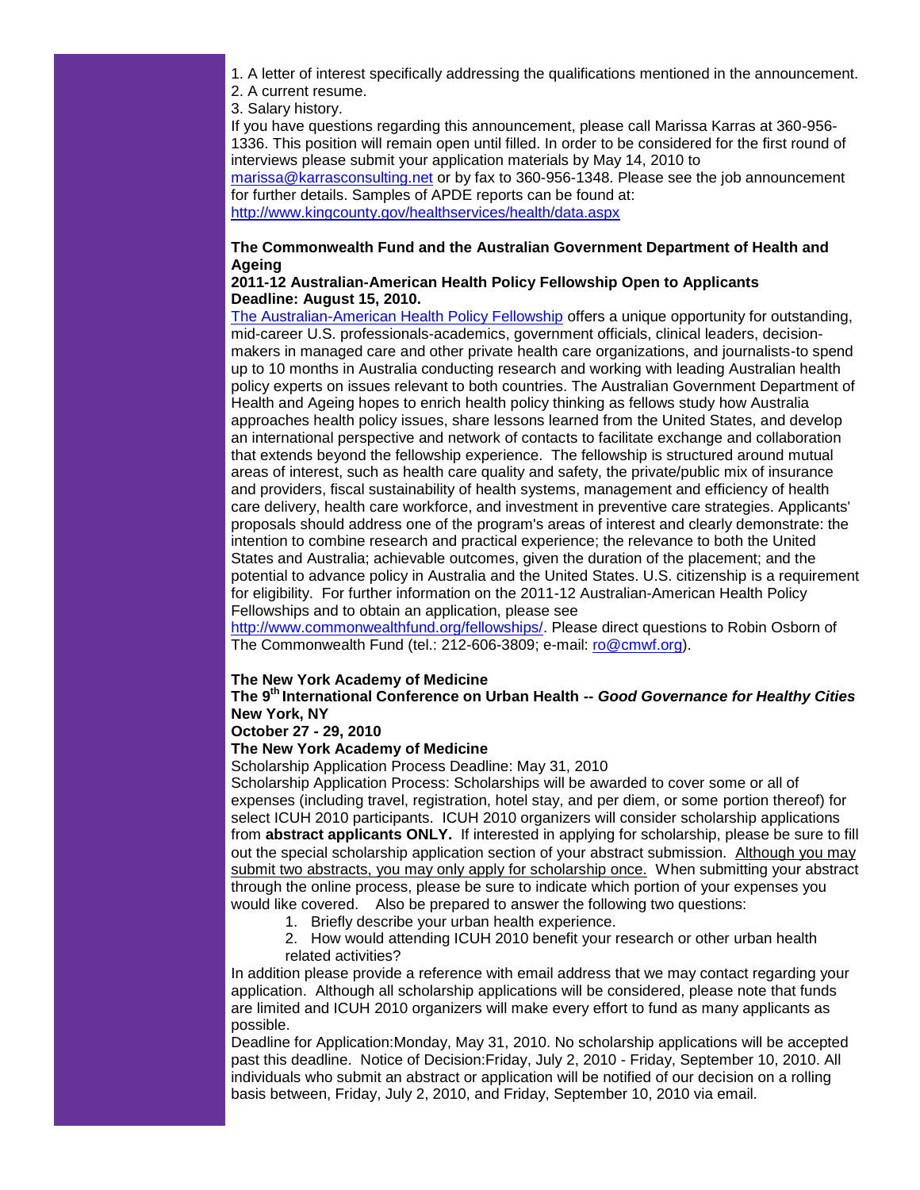1. A letter of interest specifically addressing the qualifications mentioned in the announcement.
2. A current resume.
3. Salary history.

If you have questions regarding this announcement, please call Marissa Karras at 360-956-1336. This position will remain open until filled. In order to be considered for the first round of interviews please submit your application materials by May 14, 2010 to marissa@karrasconsulting.net or by fax to 360-956-1348. Please see the job announcement for further details. Samples of APDE reports can be found at: http://www.kingcounty.gov/healthservices/health/data.aspx

**The Commonwealth Fund and the Australian Government Department of Health and Ageing**
**2011-12 Australian-American Health Policy Fellowship Open to Applicants**
**Deadline: August 15, 2010.**

The Australian-American Health Policy Fellowship offers a unique opportunity for outstanding, mid-career U.S. professionals-academics, government officials, clinical leaders, decision-makers in managed care and other private health care organizations, and journalists-to spend up to 10 months in Australia conducting research and working with leading Australian health policy experts on issues relevant to both countries. The Australian Government Department of Health and Ageing hopes to enrich health policy thinking as fellows study how Australia approaches health policy issues, share lessons learned from the United States, and develop an international perspective and network of contacts to facilitate exchange and collaboration that extends beyond the fellowship experience. The fellowship is structured around mutual areas of interest, such as health care quality and safety, the private/public mix of insurance and providers, fiscal sustainability of health systems, management and efficiency of health care delivery, health care workforce, and investment in preventive care strategies. Applicants' proposals should address one of the program's areas of interest and clearly demonstrate: the intention to combine research and practical experience; the relevance to both the United States and Australia; achievable outcomes, given the duration of the placement; and the potential to advance policy in Australia and the United States. U.S. citizenship is a requirement for eligibility. For further information on the 2011-12 Australian-American Health Policy Fellowships and to obtain an application, please see http://www.commonwealthfund.org/fellowships/. Please direct questions to Robin Osborn of The Commonwealth Fund (tel.: 212-606-3809; e-mail: ro@cmwf.org).

**The New York Academy of Medicine**
**The 9th International Conference on Urban Health --** ***Good Governance for Healthy Cities***
**New York, NY**
**October 27 - 29, 2010**
**The New York Academy of Medicine**

Scholarship Application Process Deadline: May 31, 2010

Scholarship Application Process: Scholarships will be awarded to cover some or all of expenses (including travel, registration, hotel stay, and per diem, or some portion thereof) for select ICUH 2010 participants. ICUH 2010 organizers will consider scholarship applications from **abstract applicants ONLY.** If interested in applying for scholarship, please be sure to fill out the special scholarship application section of your abstract submission. Although you may submit two abstracts, you may only apply for scholarship once. When submitting your abstract through the online process, please be sure to indicate which portion of your expenses you would like covered. Also be prepared to answer the following two questions:

1. Briefly describe your urban health experience.
2. How would attending ICUH 2010 benefit your research or other urban health related activities?

In addition please provide a reference with email address that we may contact regarding your application. Although all scholarship applications will be considered, please note that funds are limited and ICUH 2010 organizers will make every effort to fund as many applicants as possible.

Deadline for Application:Monday, May 31, 2010. No scholarship applications will be accepted past this deadline. Notice of Decision:Friday, July 2, 2010 - Friday, September 10, 2010. All individuals who submit an abstract or application will be notified of our decision on a rolling basis between, Friday, July 2, 2010, and Friday, September 10, 2010 via email.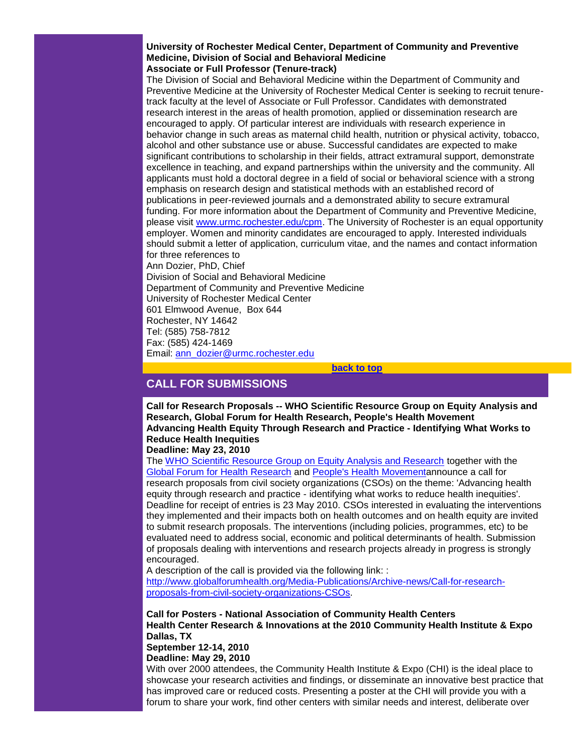**University of Rochester Medical Center, Department of Community and Preventive Medicine, Division of Social and Behavioral Medicine**
**Associate or Full Professor (Tenure-track)**

The Division of Social and Behavioral Medicine within the Department of Community and Preventive Medicine at the University of Rochester Medical Center is seeking to recruit tenure-track faculty at the level of Associate or Full Professor. Candidates with demonstrated research interest in the areas of health promotion, applied or dissemination research are encouraged to apply. Of particular interest are individuals with research experience in behavior change in such areas as maternal child health, nutrition or physical activity, tobacco, alcohol and other substance use or abuse. Successful candidates are expected to make significant contributions to scholarship in their fields, attract extramural support, demonstrate excellence in teaching, and expand partnerships within the university and the community. All applicants must hold a doctoral degree in a field of social or behavioral science with a strong emphasis on research design and statistical methods with an established record of publications in peer-reviewed journals and a demonstrated ability to secure extramural funding. For more information about the Department of Community and Preventive Medicine, please visit www.urmc.rochester.edu/cpm. The University of Rochester is an equal opportunity employer. Women and minority candidates are encouraged to apply. Interested individuals should submit a letter of application, curriculum vitae, and the names and contact information for three references to

Ann Dozier, PhD, Chief
Division of Social and Behavioral Medicine
Department of Community and Preventive Medicine
University of Rochester Medical Center
601 Elmwood Avenue, Box 644
Rochester, NY 14642
Tel: (585) 758-7812
Fax: (585) 424-1469
Email: ann_dozier@urmc.rochester.edu

back to top

## CALL FOR SUBMISSIONS

**Call for Research Proposals -- WHO Scientific Resource Group on Equity Analysis and Research, Global Forum for Health Research, People's Health Movement**
**Advancing Health Equity Through Research and Practice - Identifying What Works to Reduce Health Inequities**
**Deadline: May 23, 2010**

The WHO Scientific Resource Group on Equity Analysis and Research together with the Global Forum for Health Research and People's Health Movementannounce a call for research proposals from civil society organizations (CSOs) on the theme: 'Advancing health equity through research and practice - identifying what works to reduce health inequities'. Deadline for receipt of entries is 23 May 2010. CSOs interested in evaluating the interventions they implemented and their impacts both on health outcomes and on health equity are invited to submit research proposals. The interventions (including policies, programmes, etc) to be evaluated need to address social, economic and political determinants of health. Submission of proposals dealing with interventions and research projects already in progress is strongly encouraged.

A description of the call is provided via the following link: :
http://www.globalforumhealth.org/Media-Publications/Archive-news/Call-for-research-proposals-from-civil-society-organizations-CSOs.

**Call for Posters - National Association of Community Health Centers**
**Health Center Research & Innovations at the 2010 Community Health Institute & Expo**
**Dallas, TX**
**September 12-14, 2010**
**Deadline: May 29, 2010**

With over 2000 attendees, the Community Health Institute & Expo (CHI) is the ideal place to showcase your research activities and findings, or disseminate an innovative best practice that has improved care or reduced costs. Presenting a poster at the CHI will provide you with a forum to share your work, find other centers with similar needs and interest, deliberate over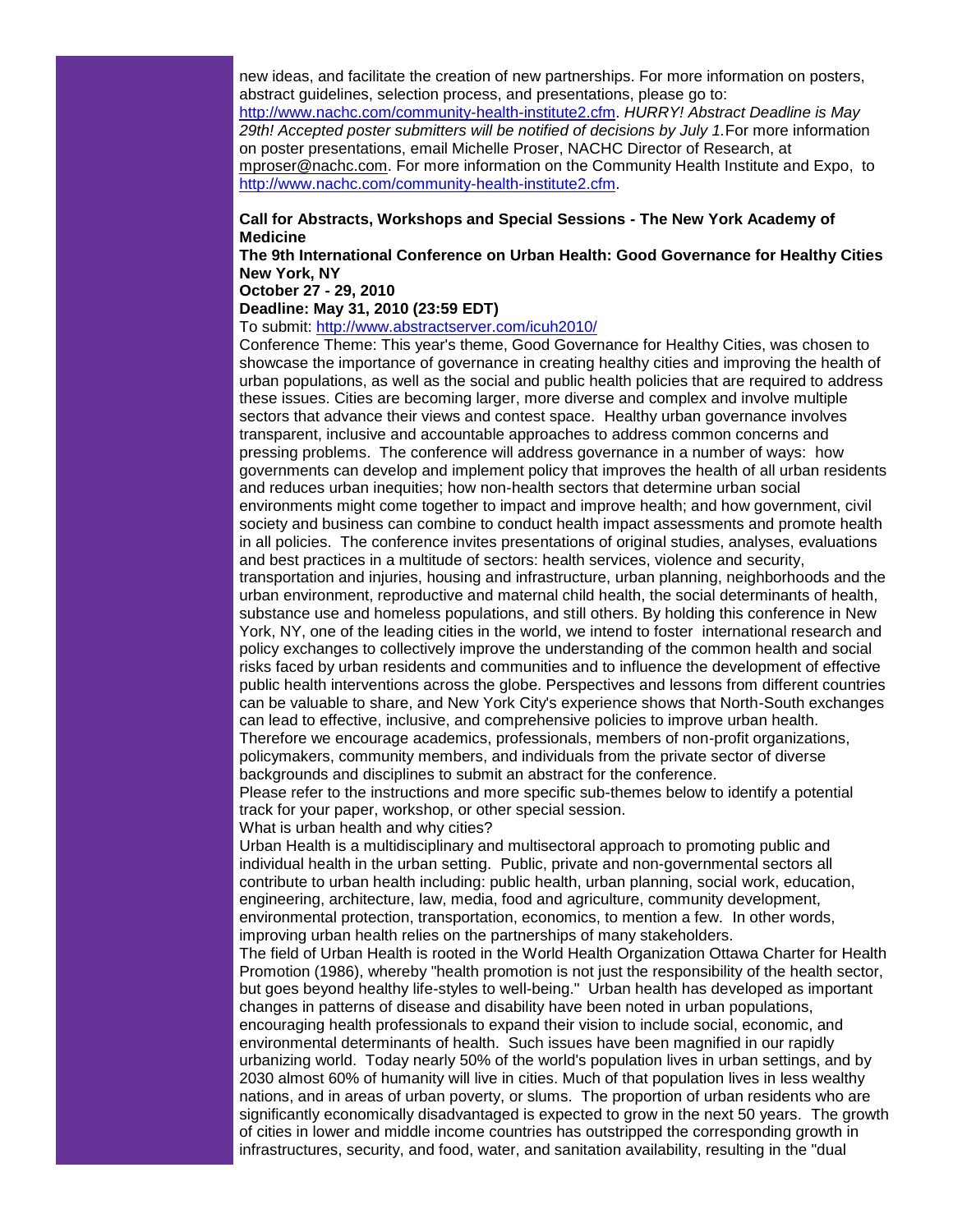new ideas, and facilitate the creation of new partnerships. For more information on posters, abstract guidelines, selection process, and presentations, please go to: http://www.nachc.com/community-health-institute2.cfm. *HURRY! Abstract Deadline is May 29th! Accepted poster submitters will be notified of decisions by July 1.* For more information on poster presentations, email Michelle Proser, NACHC Director of Research, at mproser@nachc.com. For more information on the Community Health Institute and Expo, to http://www.nachc.com/community-health-institute2.cfm.

**Call for Abstracts, Workshops and Special Sessions - The New York Academy of Medicine**
**The 9th International Conference on Urban Health: Good Governance for Healthy Cities**
**New York, NY**
**October 27 - 29, 2010**
**Deadline: May 31, 2010 (23:59 EDT)**

To submit: http://www.abstractserver.com/icuh2010/

Conference Theme: This year's theme, Good Governance for Healthy Cities, was chosen to showcase the importance of governance in creating healthy cities and improving the health of urban populations, as well as the social and public health policies that are required to address these issues. Cities are becoming larger, more diverse and complex and involve multiple sectors that advance their views and contest space. Healthy urban governance involves transparent, inclusive and accountable approaches to address common concerns and pressing problems. The conference will address governance in a number of ways: how governments can develop and implement policy that improves the health of all urban residents and reduces urban inequities; how non-health sectors that determine urban social environments might come together to impact and improve health; and how government, civil society and business can combine to conduct health impact assessments and promote health in all policies. The conference invites presentations of original studies, analyses, evaluations and best practices in a multitude of sectors: health services, violence and security, transportation and injuries, housing and infrastructure, urban planning, neighborhoods and the urban environment, reproductive and maternal child health, the social determinants of health, substance use and homeless populations, and still others. By holding this conference in New York, NY, one of the leading cities in the world, we intend to foster international research and policy exchanges to collectively improve the understanding of the common health and social risks faced by urban residents and communities and to influence the development of effective public health interventions across the globe. Perspectives and lessons from different countries can be valuable to share, and New York City's experience shows that North-South exchanges can lead to effective, inclusive, and comprehensive policies to improve urban health. Therefore we encourage academics, professionals, members of non-profit organizations, policymakers, community members, and individuals from the private sector of diverse backgrounds and disciplines to submit an abstract for the conference.

Please refer to the instructions and more specific sub-themes below to identify a potential track for your paper, workshop, or other special session.

What is urban health and why cities?

Urban Health is a multidisciplinary and multisectoral approach to promoting public and individual health in the urban setting. Public, private and non-governmental sectors all contribute to urban health including: public health, urban planning, social work, education, engineering, architecture, law, media, food and agriculture, community development, environmental protection, transportation, economics, to mention a few. In other words, improving urban health relies on the partnerships of many stakeholders.

The field of Urban Health is rooted in the World Health Organization Ottawa Charter for Health Promotion (1986), whereby "health promotion is not just the responsibility of the health sector, but goes beyond healthy life-styles to well-being." Urban health has developed as important changes in patterns of disease and disability have been noted in urban populations, encouraging health professionals to expand their vision to include social, economic, and environmental determinants of health. Such issues have been magnified in our rapidly urbanizing world. Today nearly 50% of the world's population lives in urban settings, and by 2030 almost 60% of humanity will live in cities. Much of that population lives in less wealthy nations, and in areas of urban poverty, or slums. The proportion of urban residents who are significantly economically disadvantaged is expected to grow in the next 50 years. The growth of cities in lower and middle income countries has outstripped the corresponding growth in infrastructures, security, and food, water, and sanitation availability, resulting in the "dual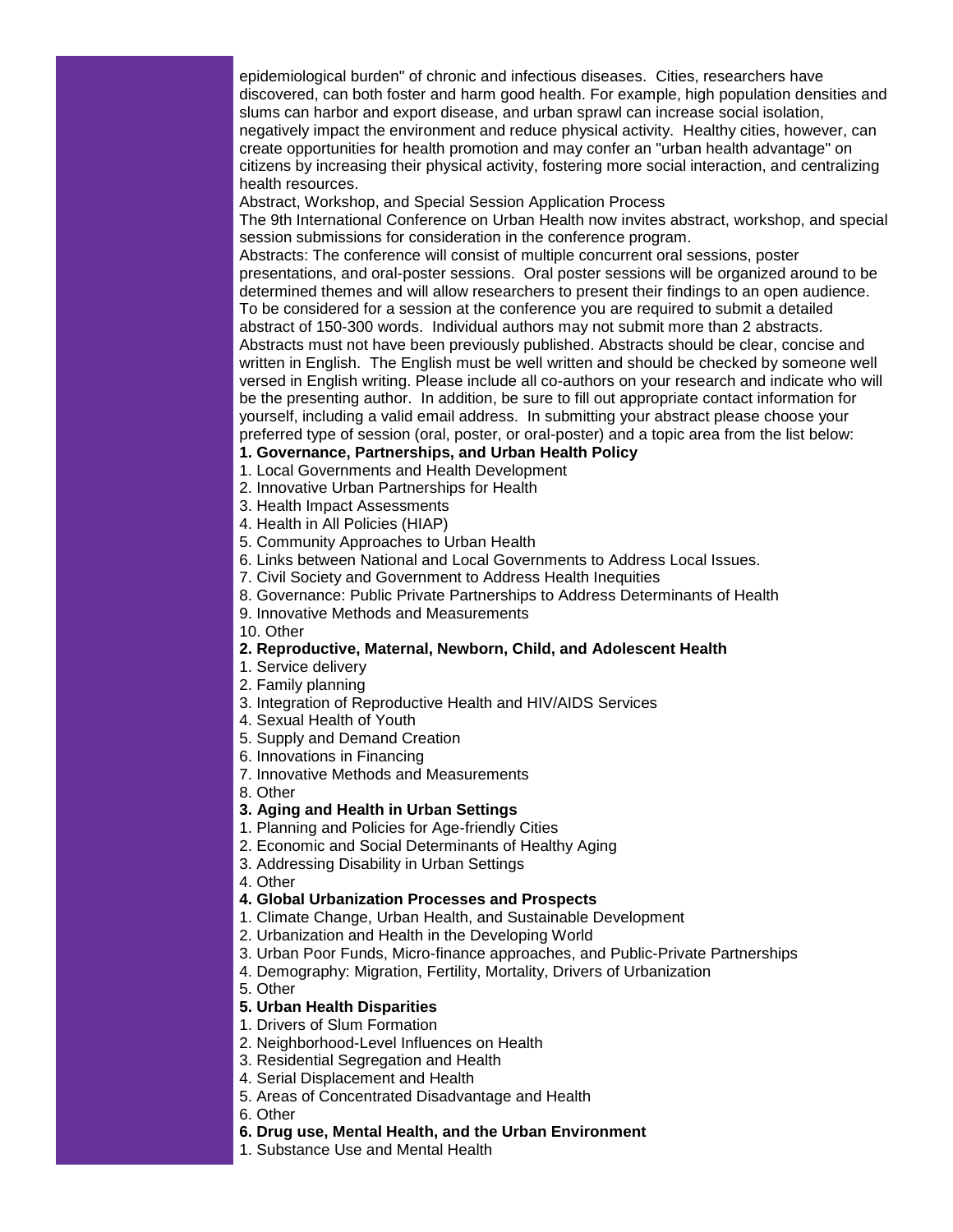epidemiological burden" of chronic and infectious diseases. Cities, researchers have discovered, can both foster and harm good health. For example, high population densities and slums can harbor and export disease, and urban sprawl can increase social isolation, negatively impact the environment and reduce physical activity. Healthy cities, however, can create opportunities for health promotion and may confer an "urban health advantage" on citizens by increasing their physical activity, fostering more social interaction, and centralizing health resources.

Abstract, Workshop, and Special Session Application Process

The 9th International Conference on Urban Health now invites abstract, workshop, and special session submissions for consideration in the conference program.

Abstracts: The conference will consist of multiple concurrent oral sessions, poster presentations, and oral-poster sessions. Oral poster sessions will be organized around to be determined themes and will allow researchers to present their findings to an open audience. To be considered for a session at the conference you are required to submit a detailed abstract of 150-300 words. Individual authors may not submit more than 2 abstracts. Abstracts must not have been previously published. Abstracts should be clear, concise and written in English. The English must be well written and should be checked by someone well versed in English writing. Please include all co-authors on your research and indicate who will be the presenting author. In addition, be sure to fill out appropriate contact information for yourself, including a valid email address. In submitting your abstract please choose your preferred type of session (oral, poster, or oral-poster) and a topic area from the list below:

**1. Governance, Partnerships, and Urban Health Policy**

1. Local Governments and Health Development
2. Innovative Urban Partnerships for Health
3. Health Impact Assessments
4. Health in All Policies (HIAP)
5. Community Approaches to Urban Health
6. Links between National and Local Governments to Address Local Issues.
7. Civil Society and Government to Address Health Inequities
8. Governance: Public Private Partnerships to Address Determinants of Health
9. Innovative Methods and Measurements
10. Other

**2. Reproductive, Maternal, Newborn, Child, and Adolescent Health**

1. Service delivery
2. Family planning
3. Integration of Reproductive Health and HIV/AIDS Services
4. Sexual Health of Youth
5. Supply and Demand Creation
6. Innovations in Financing
7. Innovative Methods and Measurements
8. Other

**3. Aging and Health in Urban Settings**

1. Planning and Policies for Age-friendly Cities
2. Economic and Social Determinants of Healthy Aging
3. Addressing Disability in Urban Settings
4. Other

**4. Global Urbanization Processes and Prospects**

1. Climate Change, Urban Health, and Sustainable Development
2. Urbanization and Health in the Developing World
3. Urban Poor Funds, Micro-finance approaches, and Public-Private Partnerships
4. Demography: Migration, Fertility, Mortality, Drivers of Urbanization
5. Other

**5. Urban Health Disparities**

1. Drivers of Slum Formation
2. Neighborhood-Level Influences on Health
3. Residential Segregation and Health
4. Serial Displacement and Health
5. Areas of Concentrated Disadvantage and Health
6. Other

**6. Drug use, Mental Health, and the Urban Environment**

1. Substance Use and Mental Health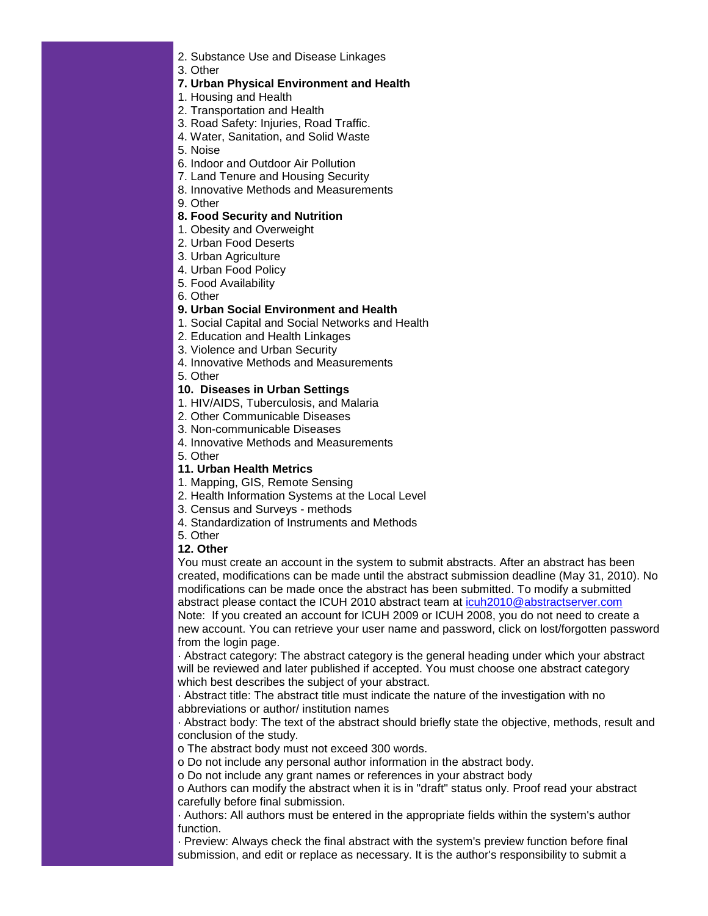2. Substance Use and Disease Linkages
3. Other

**7. Urban Physical Environment and Health**

1. Housing and Health
2. Transportation and Health
3. Road Safety: Injuries, Road Traffic.
4. Water, Sanitation, and Solid Waste
5. Noise
6. Indoor and Outdoor Air Pollution
7. Land Tenure and Housing Security
8. Innovative Methods and Measurements
9. Other

**8. Food Security and Nutrition**

1. Obesity and Overweight
2. Urban Food Deserts
3. Urban Agriculture
4. Urban Food Policy
5. Food Availability
6. Other

**9. Urban Social Environment and Health**

1. Social Capital and Social Networks and Health
2. Education and Health Linkages
3. Violence and Urban Security
4. Innovative Methods and Measurements
5. Other

**10. Diseases in Urban Settings**

1. HIV/AIDS, Tuberculosis, and Malaria
2. Other Communicable Diseases
3. Non-communicable Diseases
4. Innovative Methods and Measurements
5. Other

**11. Urban Health Metrics**

1. Mapping, GIS, Remote Sensing
2. Health Information Systems at the Local Level
3. Census and Surveys - methods
4. Standardization of Instruments and Methods
5. Other

**12. Other**

You must create an account in the system to submit abstracts. After an abstract has been created, modifications can be made until the abstract submission deadline (May 31, 2010). No modifications can be made once the abstract has been submitted. To modify a submitted abstract please contact the ICUH 2010 abstract team at icuh2010@abstractserver.com
Note: If you created an account for ICUH 2009 or ICUH 2008, you do not need to create a new account. You can retrieve your user name and password, click on lost/forgotten password from the login page.

· Abstract category: The abstract category is the general heading under which your abstract will be reviewed and later published if accepted. You must choose one abstract category which best describes the subject of your abstract.

· Abstract title: The abstract title must indicate the nature of the investigation with no abbreviations or author/ institution names

· Abstract body: The text of the abstract should briefly state the objective, methods, result and conclusion of the study.

o The abstract body must not exceed 300 words.

o Do not include any personal author information in the abstract body.

o Do not include any grant names or references in your abstract body

o Authors can modify the abstract when it is in "draft" status only. Proof read your abstract carefully before final submission.

· Authors: All authors must be entered in the appropriate fields within the system's author function.

· Preview: Always check the final abstract with the system's preview function before final submission, and edit or replace as necessary. It is the author's responsibility to submit a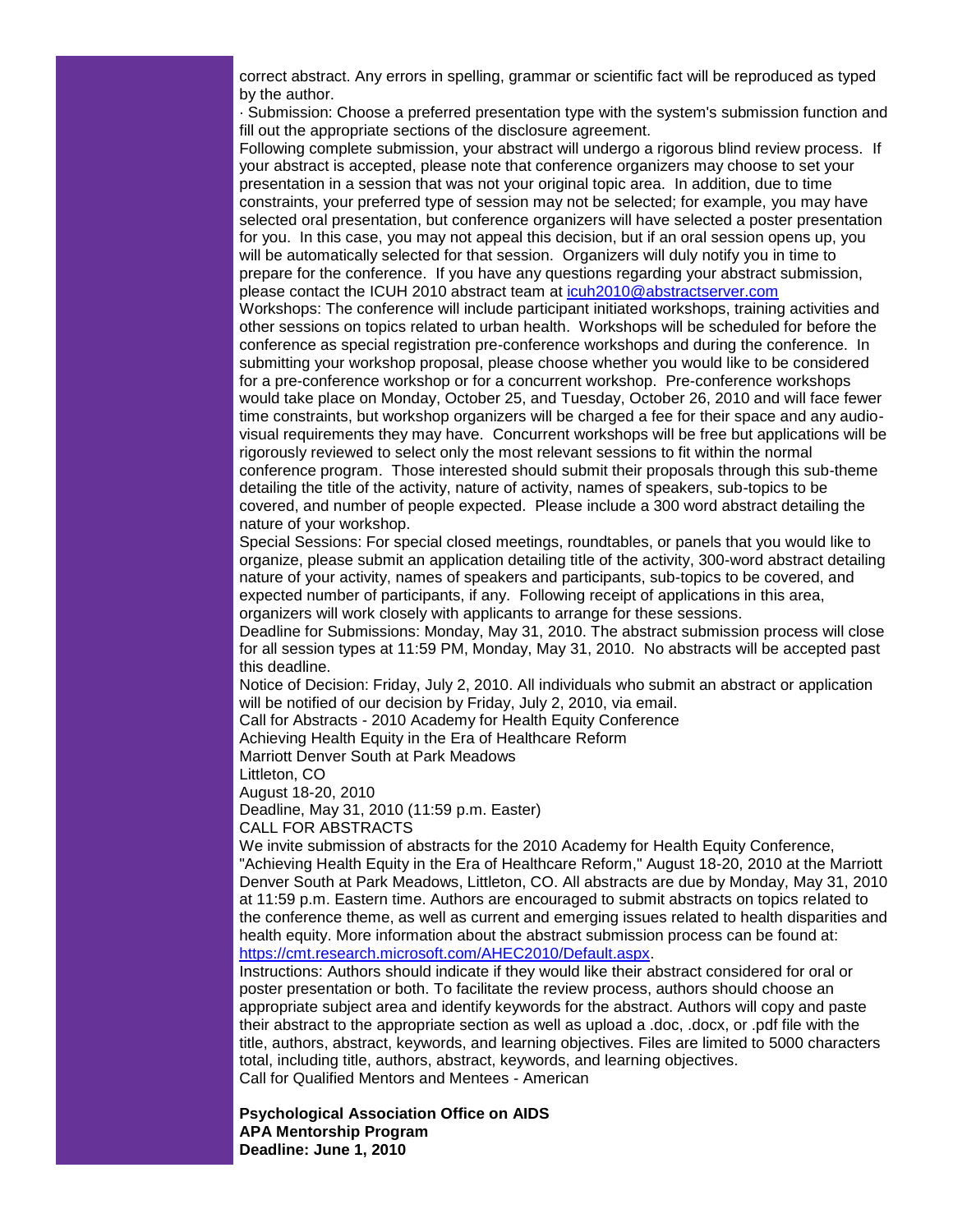correct abstract. Any errors in spelling, grammar or scientific fact will be reproduced as typed by the author.

· Submission: Choose a preferred presentation type with the system's submission function and fill out the appropriate sections of the disclosure agreement.

Following complete submission, your abstract will undergo a rigorous blind review process. If your abstract is accepted, please note that conference organizers may choose to set your presentation in a session that was not your original topic area. In addition, due to time constraints, your preferred type of session may not be selected; for example, you may have selected oral presentation, but conference organizers will have selected a poster presentation for you. In this case, you may not appeal this decision, but if an oral session opens up, you will be automatically selected for that session. Organizers will duly notify you in time to prepare for the conference. If you have any questions regarding your abstract submission, please contact the ICUH 2010 abstract team at icuh2010@abstractserver.com

Workshops: The conference will include participant initiated workshops, training activities and other sessions on topics related to urban health. Workshops will be scheduled for before the conference as special registration pre-conference workshops and during the conference. In submitting your workshop proposal, please choose whether you would like to be considered for a pre-conference workshop or for a concurrent workshop. Pre-conference workshops would take place on Monday, October 25, and Tuesday, October 26, 2010 and will face fewer time constraints, but workshop organizers will be charged a fee for their space and any audio-visual requirements they may have. Concurrent workshops will be free but applications will be rigorously reviewed to select only the most relevant sessions to fit within the normal conference program. Those interested should submit their proposals through this sub-theme detailing the title of the activity, nature of activity, names of speakers, sub-topics to be covered, and number of people expected. Please include a 300 word abstract detailing the nature of your workshop.

Special Sessions: For special closed meetings, roundtables, or panels that you would like to organize, please submit an application detailing title of the activity, 300-word abstract detailing nature of your activity, names of speakers and participants, sub-topics to be covered, and expected number of participants, if any. Following receipt of applications in this area, organizers will work closely with applicants to arrange for these sessions.

Deadline for Submissions: Monday, May 31, 2010. The abstract submission process will close for all session types at 11:59 PM, Monday, May 31, 2010. No abstracts will be accepted past this deadline.

Notice of Decision: Friday, July 2, 2010. All individuals who submit an abstract or application will be notified of our decision by Friday, July 2, 2010, via email.

Call for Abstracts - 2010 Academy for Health Equity Conference

Achieving Health Equity in the Era of Healthcare Reform

Marriott Denver South at Park Meadows

Littleton, CO

August 18-20, 2010

Deadline, May 31, 2010 (11:59 p.m. Easter)

CALL FOR ABSTRACTS

We invite submission of abstracts for the 2010 Academy for Health Equity Conference, "Achieving Health Equity in the Era of Healthcare Reform," August 18-20, 2010 at the Marriott Denver South at Park Meadows, Littleton, CO. All abstracts are due by Monday, May 31, 2010 at 11:59 p.m. Eastern time. Authors are encouraged to submit abstracts on topics related to the conference theme, as well as current and emerging issues related to health disparities and health equity. More information about the abstract submission process can be found at: https://cmt.research.microsoft.com/AHEC2010/Default.aspx.

Instructions: Authors should indicate if they would like their abstract considered for oral or poster presentation or both. To facilitate the review process, authors should choose an appropriate subject area and identify keywords for the abstract. Authors will copy and paste their abstract to the appropriate section as well as upload a .doc, .docx, or .pdf file with the title, authors, abstract, keywords, and learning objectives. Files are limited to 5000 characters total, including title, authors, abstract, keywords, and learning objectives.

Call for Qualified Mentors and Mentees - American

**Psychological Association Office on AIDS**
**APA Mentorship Program**
**Deadline: June 1, 2010**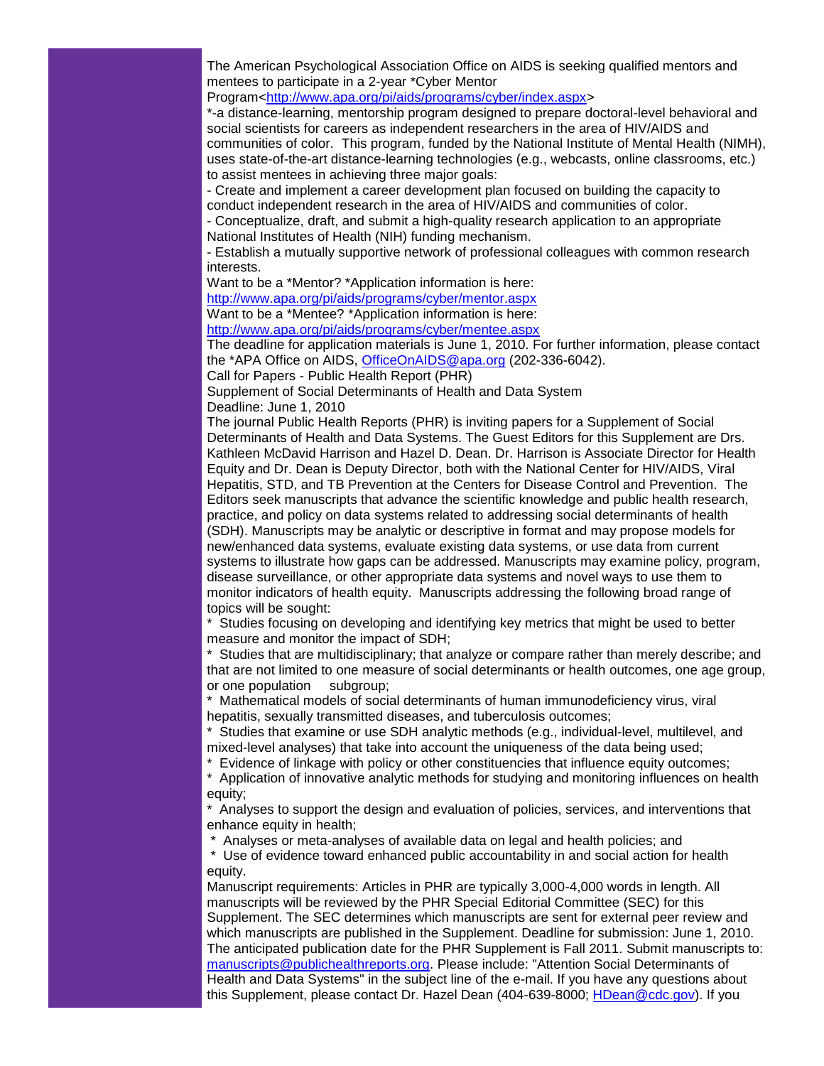The American Psychological Association Office on AIDS is seeking qualified mentors and mentees to participate in a 2-year *Cyber Mentor Program<http://www.apa.org/pi/aids/programs/cyber/index.aspx>
*-a distance-learning, mentorship program designed to prepare doctoral-level behavioral and social scientists for careers as independent researchers in the area of HIV/AIDS and communities of color. This program, funded by the National Institute of Mental Health (NIMH), uses state-of-the-art distance-learning technologies (e.g., webcasts, online classrooms, etc.) to assist mentees in achieving three major goals:

- Create and implement a career development plan focused on building the capacity to conduct independent research in the area of HIV/AIDS and communities of color.
- Conceptualize, draft, and submit a high-quality research application to an appropriate National Institutes of Health (NIH) funding mechanism.
- Establish a mutually supportive network of professional colleagues with common research interests.

Want to be a *Mentor? *Application information is here:
http://www.apa.org/pi/aids/programs/cyber/mentor.aspx
Want to be a *Mentee? *Application information is here:
http://www.apa.org/pi/aids/programs/cyber/mentee.aspx
The deadline for application materials is June 1, 2010. For further information, please contact the *APA Office on AIDS, OfficeOnAIDS@apa.org (202-336-6042).

Call for Papers - Public Health Report (PHR)
Supplement of Social Determinants of Health and Data System
Deadline: June 1, 2010

The journal Public Health Reports (PHR) is inviting papers for a Supplement of Social Determinants of Health and Data Systems. The Guest Editors for this Supplement are Drs. Kathleen McDavid Harrison and Hazel D. Dean. Dr. Harrison is Associate Director for Health Equity and Dr. Dean is Deputy Director, both with the National Center for HIV/AIDS, Viral Hepatitis, STD, and TB Prevention at the Centers for Disease Control and Prevention. The Editors seek manuscripts that advance the scientific knowledge and public health research, practice, and policy on data systems related to addressing social determinants of health (SDH). Manuscripts may be analytic or descriptive in format and may propose models for new/enhanced data systems, evaluate existing data systems, or use data from current systems to illustrate how gaps can be addressed. Manuscripts may examine policy, program, disease surveillance, or other appropriate data systems and novel ways to use them to monitor indicators of health equity. Manuscripts addressing the following broad range of topics will be sought:

* Studies focusing on developing and identifying key metrics that might be used to better measure and monitor the impact of SDH;
* Studies that are multidisciplinary; that analyze or compare rather than merely describe; and that are not limited to one measure of social determinants or health outcomes, one age group, or one population subgroup;
* Mathematical models of social determinants of human immunodeficiency virus, viral hepatitis, sexually transmitted diseases, and tuberculosis outcomes;
* Studies that examine or use SDH analytic methods (e.g., individual-level, multilevel, and mixed-level analyses) that take into account the uniqueness of the data being used;
* Evidence of linkage with policy or other constituencies that influence equity outcomes;
* Application of innovative analytic methods for studying and monitoring influences on health equity;
* Analyses to support the design and evaluation of policies, services, and interventions that enhance equity in health;
* Analyses or meta-analyses of available data on legal and health policies; and
* Use of evidence toward enhanced public accountability in and social action for health equity.

Manuscript requirements: Articles in PHR are typically 3,000-4,000 words in length. All manuscripts will be reviewed by the PHR Special Editorial Committee (SEC) for this Supplement. The SEC determines which manuscripts are sent for external peer review and which manuscripts are published in the Supplement. Deadline for submission: June 1, 2010. The anticipated publication date for the PHR Supplement is Fall 2011. Submit manuscripts to: manuscripts@publichealthreports.org. Please include: "Attention Social Determinants of Health and Data Systems" in the subject line of the e-mail. If you have any questions about this Supplement, please contact Dr. Hazel Dean (404-639-8000; HDean@cdc.gov). If you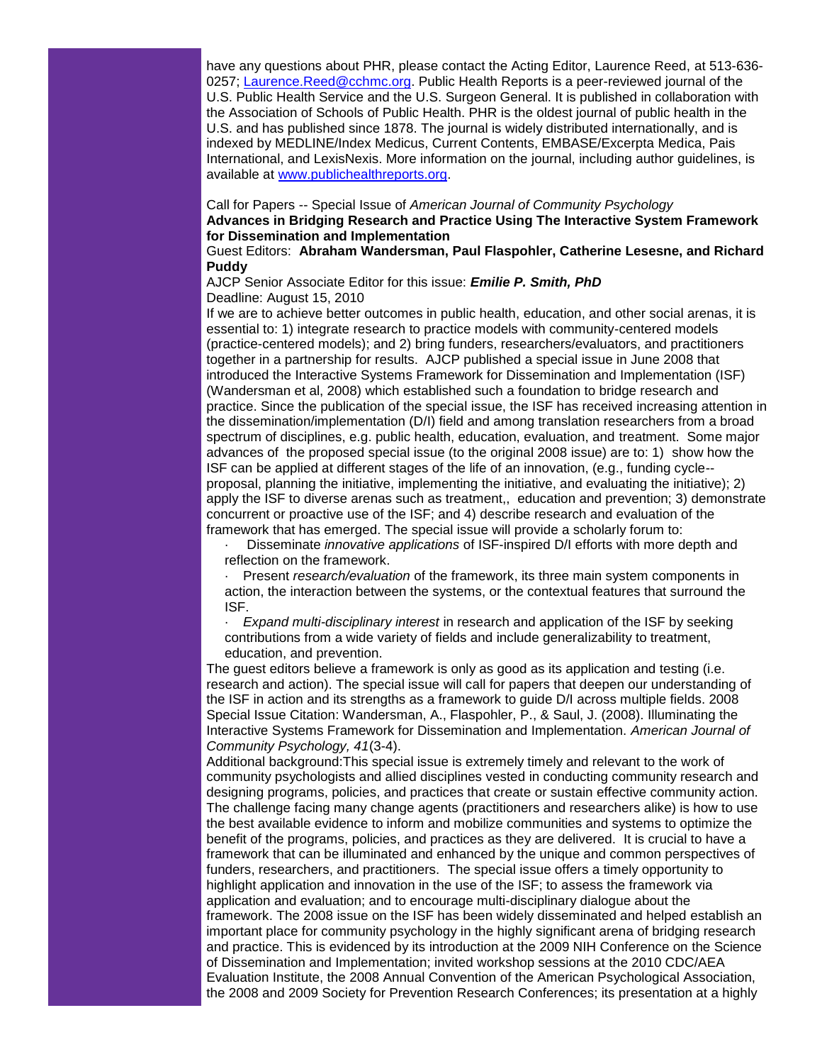have any questions about PHR, please contact the Acting Editor, Laurence Reed, at 513-636-0257; Laurence.Reed@cchmc.org. Public Health Reports is a peer-reviewed journal of the U.S. Public Health Service and the U.S. Surgeon General. It is published in collaboration with the Association of Schools of Public Health. PHR is the oldest journal of public health in the U.S. and has published since 1878. The journal is widely distributed internationally, and is indexed by MEDLINE/Index Medicus, Current Contents, EMBASE/Excerpta Medica, Pais International, and LexisNexis. More information on the journal, including author guidelines, is available at www.publichealthreports.org.

Call for Papers -- Special Issue of *American Journal of Community Psychology*
**Advances in Bridging Research and Practice Using The Interactive System Framework for Dissemination and Implementation**
Guest Editors: **Abraham Wandersman, Paul Flaspohler, Catherine Lesesne, and Richard Puddy**
AJCP Senior Associate Editor for this issue: ***Emilie P. Smith, PhD***
Deadline: August 15, 2010

If we are to achieve better outcomes in public health, education, and other social arenas, it is essential to: 1) integrate research to practice models with community-centered models (practice-centered models); and 2) bring funders, researchers/evaluators, and practitioners together in a partnership for results. AJCP published a special issue in June 2008 that introduced the Interactive Systems Framework for Dissemination and Implementation (ISF) (Wandersman et al, 2008) which established such a foundation to bridge research and practice. Since the publication of the special issue, the ISF has received increasing attention in the dissemination/implementation (D/I) field and among translation researchers from a broad spectrum of disciplines, e.g. public health, education, evaluation, and treatment. Some major advances of the proposed special issue (to the original 2008 issue) are to: 1) show how the ISF can be applied at different stages of the life of an innovation, (e.g., funding cycle--proposal, planning the initiative, implementing the initiative, and evaluating the initiative); 2) apply the ISF to diverse arenas such as treatment,, education and prevention; 3) demonstrate concurrent or proactive use of the ISF; and 4) describe research and evaluation of the framework that has emerged. The special issue will provide a scholarly forum to:

- Disseminate *innovative applications* of ISF-inspired D/I efforts with more depth and reflection on the framework.
- Present *research/evaluation* of the framework, its three main system components in action, the interaction between the systems, or the contextual features that surround the ISF.
- *Expand multi-disciplinary interest* in research and application of the ISF by seeking contributions from a wide variety of fields and include generalizability to treatment, education, and prevention.

The guest editors believe a framework is only as good as its application and testing (i.e. research and action). The special issue will call for papers that deepen our understanding of the ISF in action and its strengths as a framework to guide D/I across multiple fields. 2008 Special Issue Citation: Wandersman, A., Flaspohler, P., & Saul, J. (2008). Illuminating the Interactive Systems Framework for Dissemination and Implementation. *American Journal of Community Psychology, 41*(3-4).

Additional background:This special issue is extremely timely and relevant to the work of community psychologists and allied disciplines vested in conducting community research and designing programs, policies, and practices that create or sustain effective community action. The challenge facing many change agents (practitioners and researchers alike) is how to use the best available evidence to inform and mobilize communities and systems to optimize the benefit of the programs, policies, and practices as they are delivered. It is crucial to have a framework that can be illuminated and enhanced by the unique and common perspectives of funders, researchers, and practitioners. The special issue offers a timely opportunity to highlight application and innovation in the use of the ISF; to assess the framework via application and evaluation; and to encourage multi-disciplinary dialogue about the framework. The 2008 issue on the ISF has been widely disseminated and helped establish an important place for community psychology in the highly significant arena of bridging research and practice. This is evidenced by its introduction at the 2009 NIH Conference on the Science of Dissemination and Implementation; invited workshop sessions at the 2010 CDC/AEA Evaluation Institute, the 2008 Annual Convention of the American Psychological Association, the 2008 and 2009 Society for Prevention Research Conferences; its presentation at a highly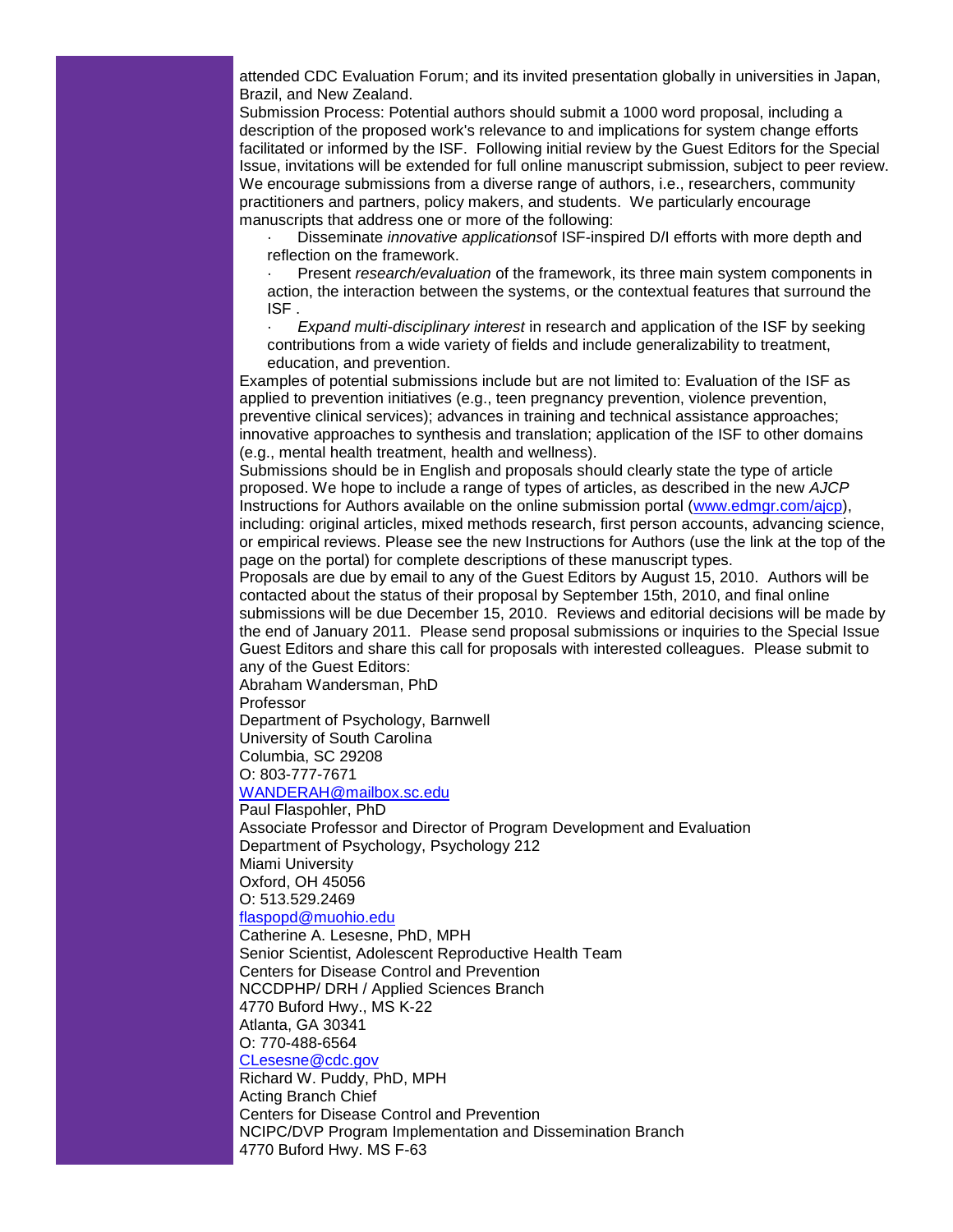attended CDC Evaluation Forum; and its invited presentation globally in universities in Japan, Brazil, and New Zealand.

Submission Process: Potential authors should submit a 1000 word proposal, including a description of the proposed work's relevance to and implications for system change efforts facilitated or informed by the ISF. Following initial review by the Guest Editors for the Special Issue, invitations will be extended for full online manuscript submission, subject to peer review. We encourage submissions from a diverse range of authors, i.e., researchers, community practitioners and partners, policy makers, and students. We particularly encourage manuscripts that address one or more of the following:

- Disseminate *innovative applications*of ISF-inspired D/I efforts with more depth and reflection on the framework.
- Present *research/evaluation* of the framework, its three main system components in action, the interaction between the systems, or the contextual features that surround the ISF .
- *Expand multi-disciplinary interest* in research and application of the ISF by seeking contributions from a wide variety of fields and include generalizability to treatment, education, and prevention.

Examples of potential submissions include but are not limited to: Evaluation of the ISF as applied to prevention initiatives (e.g., teen pregnancy prevention, violence prevention, preventive clinical services); advances in training and technical assistance approaches; innovative approaches to synthesis and translation; application of the ISF to other domains (e.g., mental health treatment, health and wellness).

Submissions should be in English and proposals should clearly state the type of article proposed. We hope to include a range of types of articles, as described in the new *AJCP* Instructions for Authors available on the online submission portal ([www.edmgr.com/ajcp](www.edmgr.com/ajcp)), including: original articles, mixed methods research, first person accounts, advancing science, or empirical reviews. Please see the new Instructions for Authors (use the link at the top of the page on the portal) for complete descriptions of these manuscript types.

Proposals are due by email to any of the Guest Editors by August 15, 2010. Authors will be contacted about the status of their proposal by September 15th, 2010, and final online submissions will be due December 15, 2010. Reviews and editorial decisions will be made by the end of January 2011. Please send proposal submissions or inquiries to the Special Issue Guest Editors and share this call for proposals with interested colleagues. Please submit to any of the Guest Editors:

Abraham Wandersman, PhD
Professor
Department of Psychology, Barnwell
University of South Carolina
Columbia, SC 29208
O: 803-777-7671
WANDERAH@mailbox.sc.edu

Paul Flaspohler, PhD
Associate Professor and Director of Program Development and Evaluation
Department of Psychology, Psychology 212
Miami University
Oxford, OH 45056
O: 513.529.2469
flaspopd@muohio.edu

Catherine A. Lesesne, PhD, MPH
Senior Scientist, Adolescent Reproductive Health Team
Centers for Disease Control and Prevention
NCCDPHP/ DRH / Applied Sciences Branch
4770 Buford Hwy., MS K-22
Atlanta, GA 30341
O: 770-488-6564
CLesesne@cdc.gov

Richard W. Puddy, PhD, MPH
Acting Branch Chief
Centers for Disease Control and Prevention
NCIPC/DVP Program Implementation and Dissemination Branch
4770 Buford Hwy. MS F-63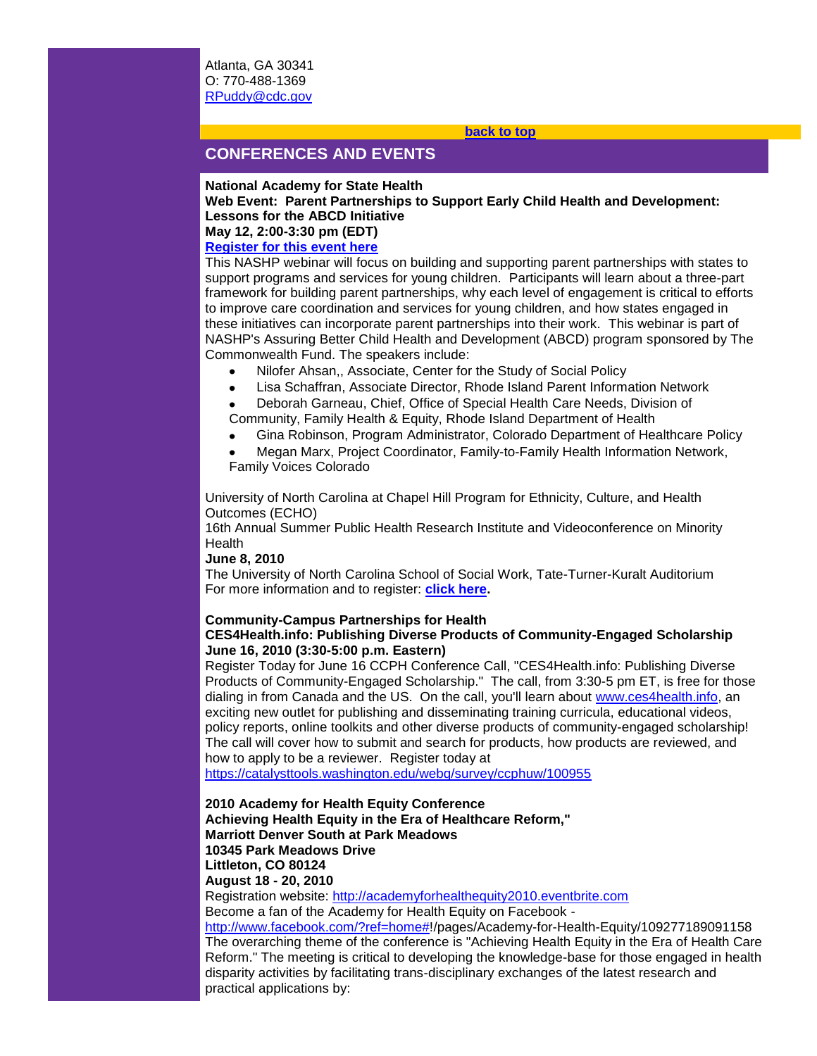Atlanta, GA 30341
O: 770-488-1369
RPuddy@cdc.gov

**back to top**

## CONFERENCES AND EVENTS

**National Academy for State Health**
**Web Event: Parent Partnerships to Support Early Child Health and Development: Lessons for the ABCD Initiative**
**May 12, 2:00-3:30 pm (EDT)**
**Register for this event here**
This NASHP webinar will focus on building and supporting parent partnerships with states to support programs and services for young children. Participants will learn about a three-part framework for building parent partnerships, why each level of engagement is critical to efforts to improve care coordination and services for young children, and how states engaged in these initiatives can incorporate parent partnerships into their work. This webinar is part of NASHP's Assuring Better Child Health and Development (ABCD) program sponsored by The Commonwealth Fund. The speakers include:

- Nilofer Ahsan,, Associate, Center for the Study of Social Policy
- Lisa Schaffran, Associate Director, Rhode Island Parent Information Network
- Deborah Garneau, Chief, Office of Special Health Care Needs, Division of Community, Family Health & Equity, Rhode Island Department of Health
- Gina Robinson, Program Administrator, Colorado Department of Healthcare Policy
- Megan Marx, Project Coordinator, Family-to-Family Health Information Network, Family Voices Colorado

University of North Carolina at Chapel Hill Program for Ethnicity, Culture, and Health Outcomes (ECHO)
16th Annual Summer Public Health Research Institute and Videoconference on Minority Health
**June 8, 2010**
The University of North Carolina School of Social Work, Tate-Turner-Kuralt Auditorium
For more information and to register: **click here.**

**Community-Campus Partnerships for Health**
**CES4Health.info: Publishing Diverse Products of Community-Engaged Scholarship**
**June 16, 2010 (3:30-5:00 p.m. Eastern)**
Register Today for June 16 CCPH Conference Call, "CES4Health.info: Publishing Diverse Products of Community-Engaged Scholarship." The call, from 3:30-5 pm ET, is free for those dialing in from Canada and the US. On the call, you'll learn about www.ces4health.info, an exciting new outlet for publishing and disseminating training curricula, educational videos, policy reports, online toolkits and other diverse products of community-engaged scholarship! The call will cover how to submit and search for products, how products are reviewed, and how to apply to be a reviewer. Register today at
https://catalysttools.washington.edu/webq/survey/ccphuw/100955

**2010 Academy for Health Equity Conference**
**Achieving Health Equity in the Era of Healthcare Reform,"**
**Marriott Denver South at Park Meadows**
**10345 Park Meadows Drive**
**Littleton, CO 80124**
**August 18 - 20, 2010**
Registration website: http://academyforhealthequity2010.eventbrite.com
Become a fan of the Academy for Health Equity on Facebook -
http://www.facebook.com/?ref=home#!/pages/Academy-for-Health-Equity/109277189091158
The overarching theme of the conference is "Achieving Health Equity in the Era of Health Care Reform." The meeting is critical to developing the knowledge-base for those engaged in health disparity activities by facilitating trans-disciplinary exchanges of the latest research and practical applications by: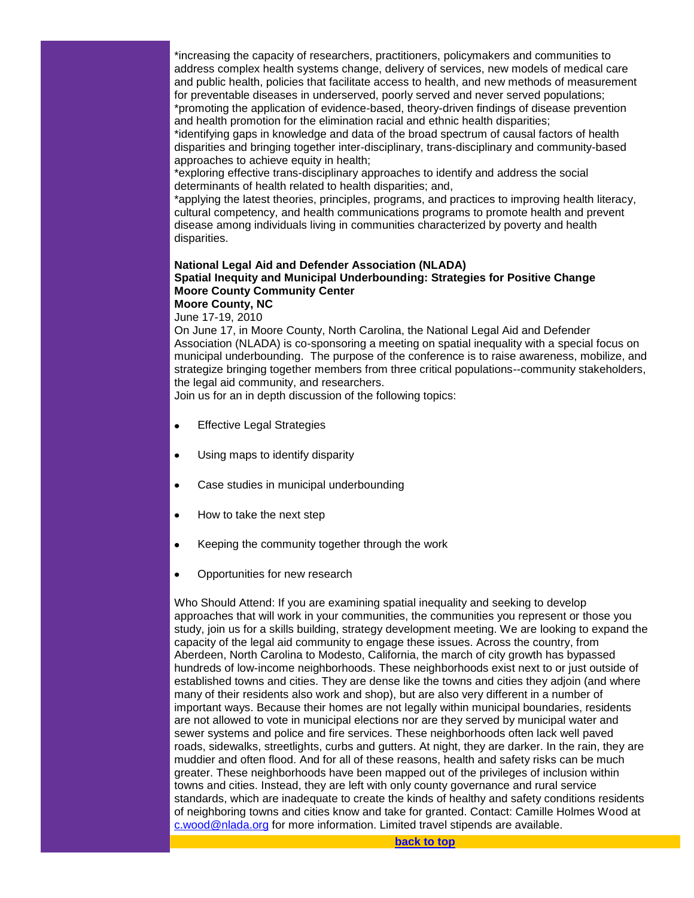*increasing the capacity of researchers, practitioners, policymakers and communities to address complex health systems change, delivery of services, new models of medical care and public health, policies that facilitate access to health, and new methods of measurement for preventable diseases in underserved, poorly served and never served populations;
*promoting the application of evidence-based, theory-driven findings of disease prevention and health promotion for the elimination racial and ethnic health disparities;
*identifying gaps in knowledge and data of the broad spectrum of causal factors of health disparities and bringing together inter-disciplinary, trans-disciplinary and community-based approaches to achieve equity in health;
*exploring effective trans-disciplinary approaches to identify and address the social determinants of health related to health disparities; and,
*applying the latest theories, principles, programs, and practices to improving health literacy, cultural competency, and health communications programs to promote health and prevent disease among individuals living in communities characterized by poverty and health disparities.

**National Legal Aid and Defender Association (NLADA)**
**Spatial Inequity and Municipal Underbounding: Strategies for Positive Change**
**Moore County Community Center**
**Moore County, NC**
June 17-19, 2010
On June 17, in Moore County, North Carolina, the National Legal Aid and Defender Association (NLADA) is co-sponsoring a meeting on spatial inequality with a special focus on municipal underbounding. The purpose of the conference is to raise awareness, mobilize, and strategize bringing together members from three critical populations--community stakeholders, the legal aid community, and researchers.
Join us for an in depth discussion of the following topics:

- Effective Legal Strategies
- Using maps to identify disparity
- Case studies in municipal underbounding
- How to take the next step
- Keeping the community together through the work
- Opportunities for new research

Who Should Attend: If you are examining spatial inequality and seeking to develop approaches that will work in your communities, the communities you represent or those you study, join us for a skills building, strategy development meeting. We are looking to expand the capacity of the legal aid community to engage these issues. Across the country, from Aberdeen, North Carolina to Modesto, California, the march of city growth has bypassed hundreds of low-income neighborhoods. These neighborhoods exist next to or just outside of established towns and cities. They are dense like the towns and cities they adjoin (and where many of their residents also work and shop), but are also very different in a number of important ways. Because their homes are not legally within municipal boundaries, residents are not allowed to vote in municipal elections nor are they served by municipal water and sewer systems and police and fire services. These neighborhoods often lack well paved roads, sidewalks, streetlights, curbs and gutters. At night, they are darker. In the rain, they are muddier and often flood. And for all of these reasons, health and safety risks can be much greater. These neighborhoods have been mapped out of the privileges of inclusion within towns and cities. Instead, they are left with only county governance and rural service standards, which are inadequate to create the kinds of healthy and safety conditions residents of neighboring towns and cities know and take for granted. Contact: Camille Holmes Wood at c.wood@nlada.org for more information. Limited travel stipends are available.

**back to top**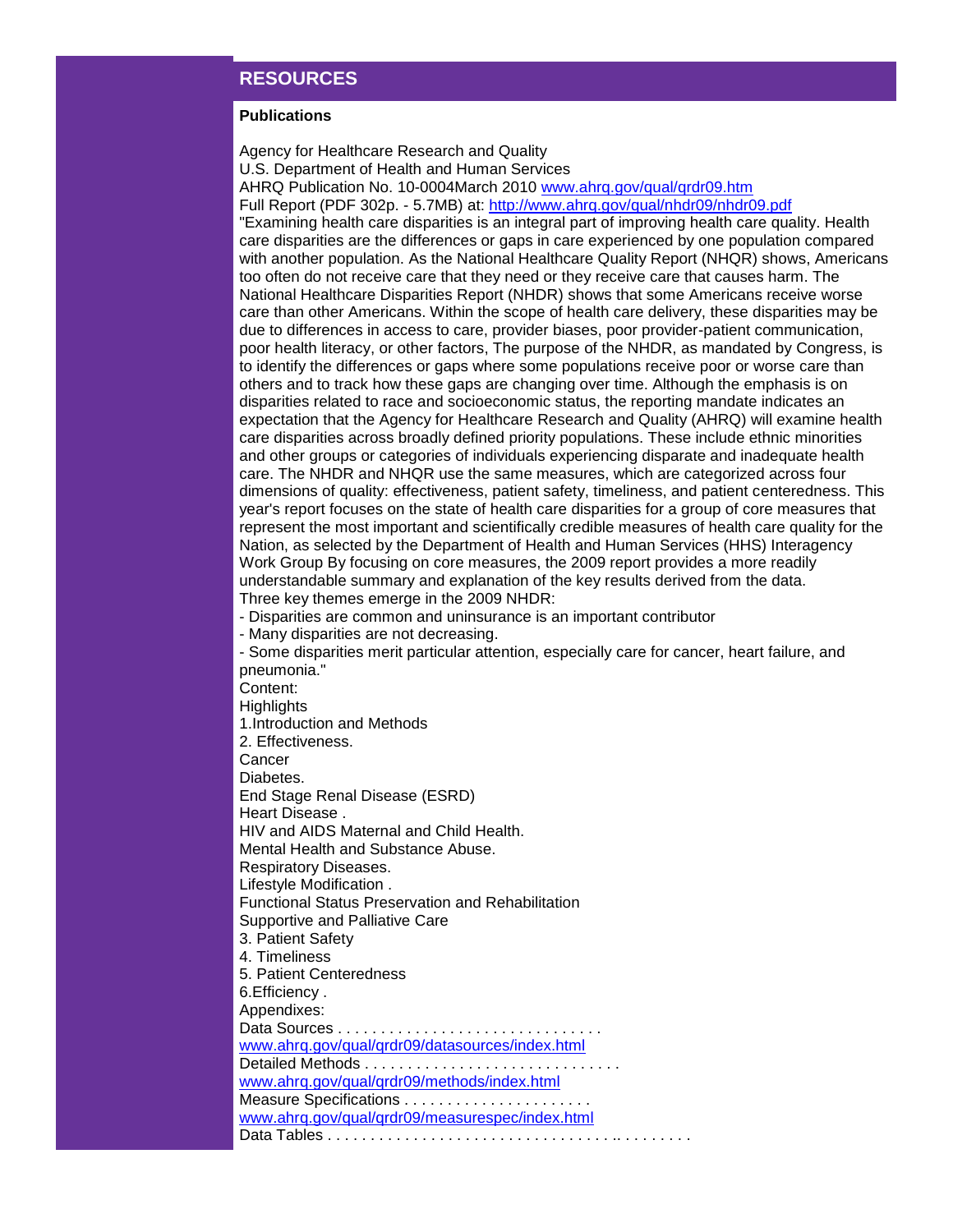## RESOURCES

### Publications

Agency for Healthcare Research and Quality
U.S. Department of Health and Human Services
AHRQ Publication No. 10-0004March 2010 [www.ahrq.gov/qual/qrdr09.htm](www.ahrq.gov/qual/qrdr09.htm)
Full Report (PDF 302p. - 5.7MB) at: [http://www.ahrq.gov/qual/nhdr09/nhdr09.pdf](http://www.ahrq.gov/qual/nhdr09/nhdr09.pdf)
"Examining health care disparities is an integral part of improving health care quality. Health care disparities are the differences or gaps in care experienced by one population compared with another population. As the National Healthcare Quality Report (NHQR) shows, Americans too often do not receive care that they need or they receive care that causes harm. The National Healthcare Disparities Report (NHDR) shows that some Americans receive worse care than other Americans. Within the scope of health care delivery, these disparities may be due to differences in access to care, provider biases, poor provider-patient communication, poor health literacy, or other factors, The purpose of the NHDR, as mandated by Congress, is to identify the differences or gaps where some populations receive poor or worse care than others and to track how these gaps are changing over time. Although the emphasis is on disparities related to race and socioeconomic status, the reporting mandate indicates an expectation that the Agency for Healthcare Research and Quality (AHRQ) will examine health care disparities across broadly defined priority populations. These include ethnic minorities and other groups or categories of individuals experiencing disparate and inadequate health care. The NHDR and NHQR use the same measures, which are categorized across four dimensions of quality: effectiveness, patient safety, timeliness, and patient centeredness. This year's report focuses on the state of health care disparities for a group of core measures that represent the most important and scientifically credible measures of health care quality for the Nation, as selected by the Department of Health and Human Services (HHS) Interagency Work Group By focusing on core measures, the 2009 report provides a more readily understandable summary and explanation of the key results derived from the data.
Three key themes emerge in the 2009 NHDR:
- Disparities are common and uninsurance is an important contributor
- Many disparities are not decreasing.
- Some disparities merit particular attention, especially care for cancer, heart failure, and pneumonia."
Content:
Highlights
1.Introduction and Methods
2. Effectiveness.
Cancer
Diabetes.
End Stage Renal Disease (ESRD)
Heart Disease .
HIV and AIDS Maternal and Child Health.
Mental Health and Substance Abuse.
Respiratory Diseases.
Lifestyle Modification .
Functional Status Preservation and Rehabilitation
Supportive and Palliative Care
3. Patient Safety
4. Timeliness
5. Patient Centeredness
6.Efficiency .
Appendixes:
Data Sources . . . . . . . . . . . . . . . . . . . . . . . . . . . . . . .
[www.ahrq.gov/qual/qrdr09/datasources/index.html](www.ahrq.gov/qual/qrdr09/datasources/index.html)
Detailed Methods . . . . . . . . . . . . . . . . . . . . . . . . . . . . .
[www.ahrq.gov/qual/qrdr09/methods/index.html](www.ahrq.gov/qual/qrdr09/methods/index.html)
Measure Specifications . . . . . . . . . . . . . . . . . . . . . .
[www.ahrq.gov/qual/qrdr09/measurespec/index.html](www.ahrq.gov/qual/qrdr09/measurespec/index.html)
Data Tables . . . . . . . . . . . . . . . . . . . . . . . . . . . . . . . . .. . . . . . . . .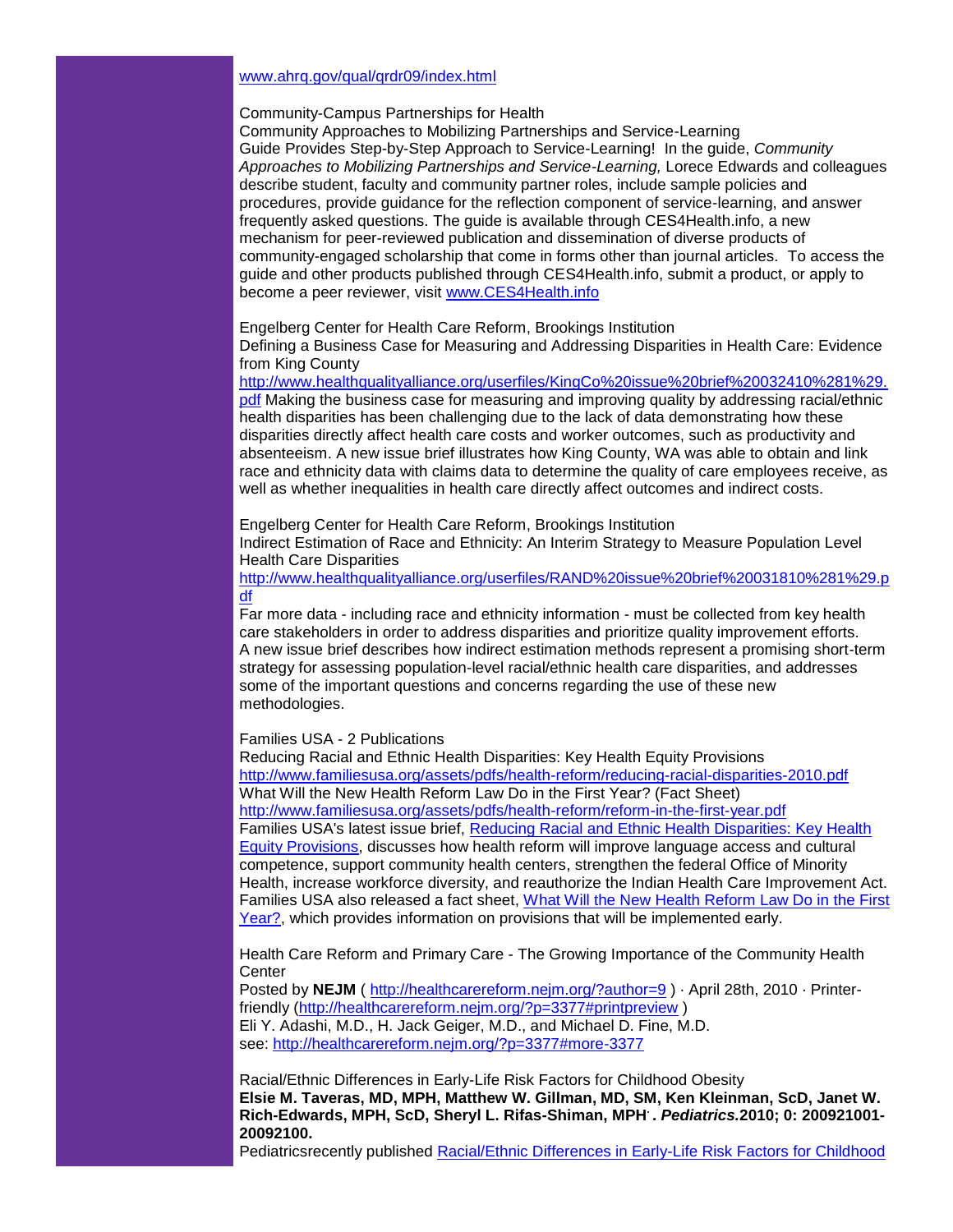www.ahrq.gov/qual/qrdr09/index.html

Community-Campus Partnerships for Health
Community Approaches to Mobilizing Partnerships and Service-Learning
Guide Provides Step-by-Step Approach to Service-Learning! In the guide, *Community Approaches to Mobilizing Partnerships and Service-Learning,* Lorece Edwards and colleagues describe student, faculty and community partner roles, include sample policies and procedures, provide guidance for the reflection component of service-learning, and answer frequently asked questions. The guide is available through CES4Health.info, a new mechanism for peer-reviewed publication and dissemination of diverse products of community-engaged scholarship that come in forms other than journal articles. To access the guide and other products published through CES4Health.info, submit a product, or apply to become a peer reviewer, visit www.CES4Health.info

Engelberg Center for Health Care Reform, Brookings Institution
Defining a Business Case for Measuring and Addressing Disparities in Health Care: Evidence from King County
http://www.healthqualityalliance.org/userfiles/KingCo%20issue%20brief%20032410%281%29.pdf Making the business case for measuring and improving quality by addressing racial/ethnic health disparities has been challenging due to the lack of data demonstrating how these disparities directly affect health care costs and worker outcomes, such as productivity and absenteeism. A new issue brief illustrates how King County, WA was able to obtain and link race and ethnicity data with claims data to determine the quality of care employees receive, as well as whether inequalities in health care directly affect outcomes and indirect costs.

Engelberg Center for Health Care Reform, Brookings Institution
Indirect Estimation of Race and Ethnicity: An Interim Strategy to Measure Population Level Health Care Disparities
http://www.healthqualityalliance.org/userfiles/RAND%20issue%20brief%20031810%281%29.pdf
Far more data - including race and ethnicity information - must be collected from key health care stakeholders in order to address disparities and prioritize quality improvement efforts. A new issue brief describes how indirect estimation methods represent a promising short-term strategy for assessing population-level racial/ethnic health care disparities, and addresses some of the important questions and concerns regarding the use of these new methodologies.

Families USA - 2 Publications
Reducing Racial and Ethnic Health Disparities: Key Health Equity Provisions
http://www.familiesusa.org/assets/pdfs/health-reform/reducing-racial-disparities-2010.pdf
What Will the New Health Reform Law Do in the First Year? (Fact Sheet)
http://www.familiesusa.org/assets/pdfs/health-reform/reform-in-the-first-year.pdf
Families USA's latest issue brief, Reducing Racial and Ethnic Health Disparities: Key Health Equity Provisions, discusses how health reform will improve language access and cultural competence, support community health centers, strengthen the federal Office of Minority Health, increase workforce diversity, and reauthorize the Indian Health Care Improvement Act. Families USA also released a fact sheet, What Will the New Health Reform Law Do in the First Year?, which provides information on provisions that will be implemented early.

Health Care Reform and Primary Care - The Growing Importance of the Community Health Center
Posted by **NEJM** ( http://healthcarereform.nejm.org/?author=9 ) · April 28th, 2010 · Printer-friendly (http://healthcarereform.nejm.org/?p=3377#printpreview )
Eli Y. Adashi, M.D., H. Jack Geiger, M.D., and Michael D. Fine, M.D.
see: http://healthcarereform.nejm.org/?p=3377#more-3377

Racial/Ethnic Differences in Early-Life Risk Factors for Childhood Obesity
**Elsie M. Taveras, MD, MPH, Matthew W. Gillman, MD, SM, Ken Kleinman, ScD, Janet W. Rich-Edwards, MPH, ScD, Sheryl L. Rifas-Shiman, MPH. *Pediatrics.*2010; 0: 200921001-20092100.**
Pediatricsrecently published Racial/Ethnic Differences in Early-Life Risk Factors for Childhood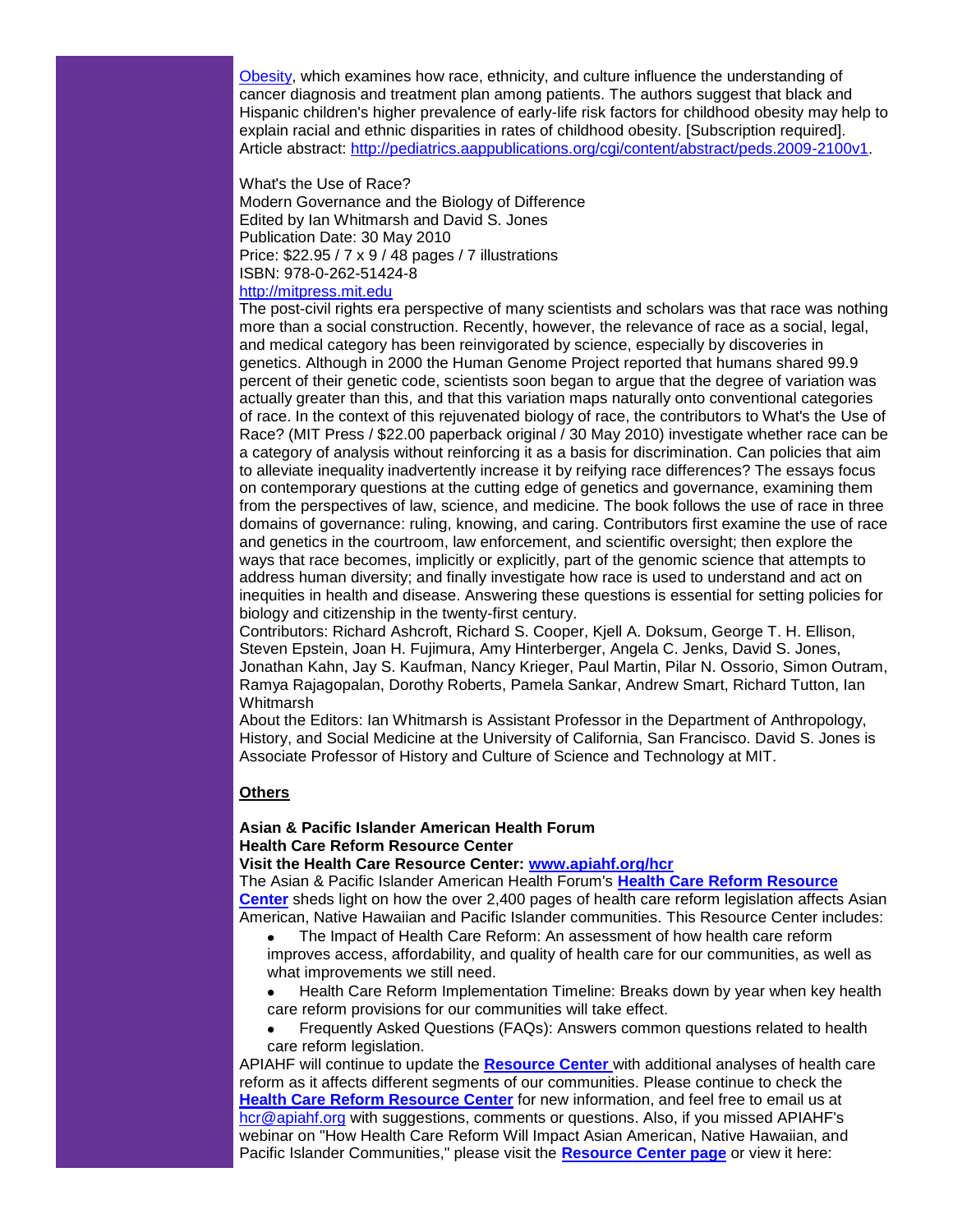Obesity, which examines how race, ethnicity, and culture influence the understanding of cancer diagnosis and treatment plan among patients. The authors suggest that black and Hispanic children's higher prevalence of early-life risk factors for childhood obesity may help to explain racial and ethnic disparities in rates of childhood obesity. [Subscription required]. Article abstract: http://pediatrics.aappublications.org/cgi/content/abstract/peds.2009-2100v1.

What's the Use of Race?
Modern Governance and the Biology of Difference
Edited by Ian Whitmarsh and David S. Jones
Publication Date: 30 May 2010
Price: $22.95 / 7 x 9 / 48 pages / 7 illustrations
ISBN: 978-0-262-51424-8
http://mitpress.mit.edu
The post-civil rights era perspective of many scientists and scholars was that race was nothing more than a social construction. Recently, however, the relevance of race as a social, legal, and medical category has been reinvigorated by science, especially by discoveries in genetics. Although in 2000 the Human Genome Project reported that humans shared 99.9 percent of their genetic code, scientists soon began to argue that the degree of variation was actually greater than this, and that this variation maps naturally onto conventional categories of race. In the context of this rejuvenated biology of race, the contributors to What's the Use of Race? (MIT Press / $22.00 paperback original / 30 May 2010) investigate whether race can be a category of analysis without reinforcing it as a basis for discrimination. Can policies that aim to alleviate inequality inadvertently increase it by reifying race differences? The essays focus on contemporary questions at the cutting edge of genetics and governance, examining them from the perspectives of law, science, and medicine. The book follows the use of race in three domains of governance: ruling, knowing, and caring. Contributors first examine the use of race and genetics in the courtroom, law enforcement, and scientific oversight; then explore the ways that race becomes, implicitly or explicitly, part of the genomic science that attempts to address human diversity; and finally investigate how race is used to understand and act on inequities in health and disease. Answering these questions is essential for setting policies for biology and citizenship in the twenty-first century.
Contributors: Richard Ashcroft, Richard S. Cooper, Kjell A. Doksum, George T. H. Ellison, Steven Epstein, Joan H. Fujimura, Amy Hinterberger, Angela C. Jenks, David S. Jones, Jonathan Kahn, Jay S. Kaufman, Nancy Krieger, Paul Martin, Pilar N. Ossorio, Simon Outram, Ramya Rajagopalan, Dorothy Roberts, Pamela Sankar, Andrew Smart, Richard Tutton, Ian Whitmarsh
About the Editors: Ian Whitmarsh is Assistant Professor in the Department of Anthropology, History, and Social Medicine at the University of California, San Francisco. David S. Jones is Associate Professor of History and Culture of Science and Technology at MIT.

**Others**

**Asian & Pacific Islander American Health Forum**
**Health Care Reform Resource Center**
**Visit the Health Care Resource Center: www.apiahf.org/hcr**
The Asian & Pacific Islander American Health Forum's **Health Care Reform Resource Center** sheds light on how the over 2,400 pages of health care reform legislation affects Asian American, Native Hawaiian and Pacific Islander communities. This Resource Center includes:

- The Impact of Health Care Reform: An assessment of how health care reform improves access, affordability, and quality of health care for our communities, as well as what improvements we still need.
- Health Care Reform Implementation Timeline: Breaks down by year when key health care reform provisions for our communities will take effect.
- Frequently Asked Questions (FAQs): Answers common questions related to health care reform legislation.

APIAHF will continue to update the **Resource Center** with additional analyses of health care reform as it affects different segments of our communities. Please continue to check the **Health Care Reform Resource Center** for new information, and feel free to email us at hcr@apiahf.org with suggestions, comments or questions. Also, if you missed APIAHF's webinar on "How Health Care Reform Will Impact Asian American, Native Hawaiian, and Pacific Islander Communities," please visit the **Resource Center page** or view it here: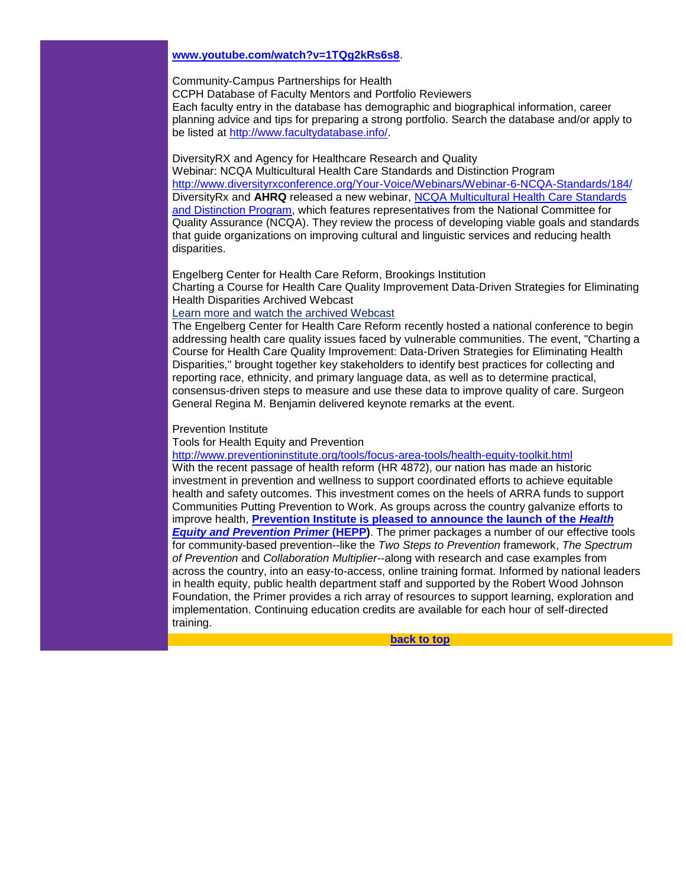**www.youtube.com/watch?v=1TQg2kRs6s8**.

Community-Campus Partnerships for Health
CCPH Database of Faculty Mentors and Portfolio Reviewers
Each faculty entry in the database has demographic and biographical information, career planning advice and tips for preparing a strong portfolio. Search the database and/or apply to be listed at http://www.facultydatabase.info/.

DiversityRX and Agency for Healthcare Research and Quality
Webinar: NCQA Multicultural Health Care Standards and Distinction Program
http://www.diversityrxconference.org/Your-Voice/Webinars/Webinar-6-NCQA-Standards/184/
DiversityRx and **AHRQ** released a new webinar, NCQA Multicultural Health Care Standards and Distinction Program, which features representatives from the National Committee for Quality Assurance (NCQA). They review the process of developing viable goals and standards that guide organizations on improving cultural and linguistic services and reducing health disparities.

Engelberg Center for Health Care Reform, Brookings Institution
Charting a Course for Health Care Quality Improvement Data-Driven Strategies for Eliminating Health Disparities Archived Webcast
Learn more and watch the archived Webcast
The Engelberg Center for Health Care Reform recently hosted a national conference to begin addressing health care quality issues faced by vulnerable communities. The event, "Charting a Course for Health Care Quality Improvement: Data-Driven Strategies for Eliminating Health Disparities," brought together key stakeholders to identify best practices for collecting and reporting race, ethnicity, and primary language data, as well as to determine practical, consensus-driven steps to measure and use these data to improve quality of care. Surgeon General Regina M. Benjamin delivered keynote remarks at the event.

Prevention Institute
Tools for Health Equity and Prevention
http://www.preventioninstitute.org/tools/focus-area-tools/health-equity-toolkit.html
With the recent passage of health reform (HR 4872), our nation has made an historic investment in prevention and wellness to support coordinated efforts to achieve equitable health and safety outcomes. This investment comes on the heels of ARRA funds to support Communities Putting Prevention to Work. As groups across the country galvanize efforts to improve health, **Prevention Institute is pleased to announce the launch of the *Health Equity and Prevention Primer* (HEPP)**. The primer packages a number of our effective tools for community-based prevention--like the *Two Steps to Prevention* framework, *The Spectrum of Prevention* and *Collaboration Multiplier*--along with research and case examples from across the country, into an easy-to-access, online training format. Informed by national leaders in health equity, public health department staff and supported by the Robert Wood Johnson Foundation, the Primer provides a rich array of resources to support learning, exploration and implementation. Continuing education credits are available for each hour of self-directed training.

**back to top**